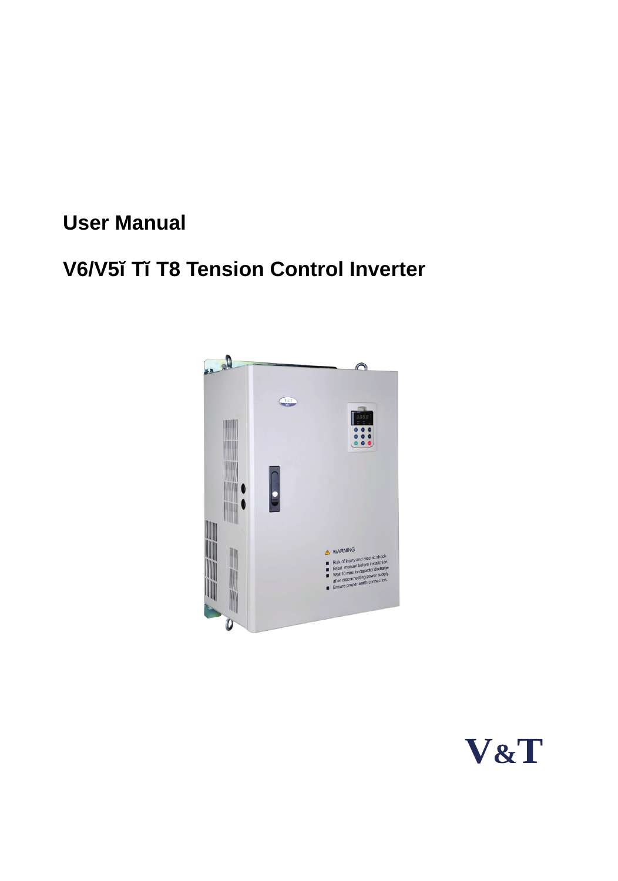**User Manual**

# V6/V5ĭ Tĭ T8 Tension Control Inverter

V&T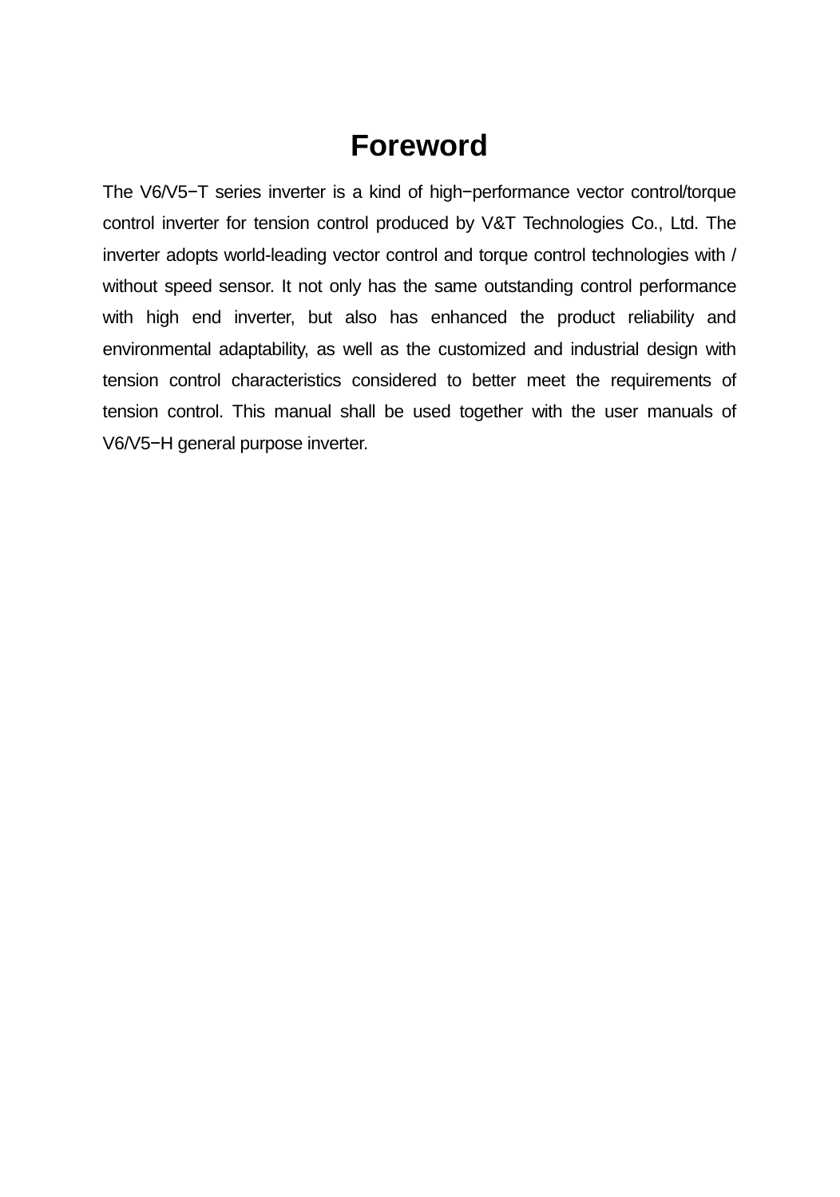# Foreword

The V6/V5−T series inverter is a kind of high−performance vector control/torque control inverter for tension control produced by V&T Technologies Co., Ltd. The inverter adopts world-leading vector control and torque control technologies with / without speed sensor. It not only has the same outstanding control performance with high end inverter, but also has enhanced the product reliability and environmental adaptability, as well as the customized and industrial design with tension control characteristics considered to better meet the requirements of tension control. This manual shall be used together with the user manuals of V6/V5−H general purpose inverter.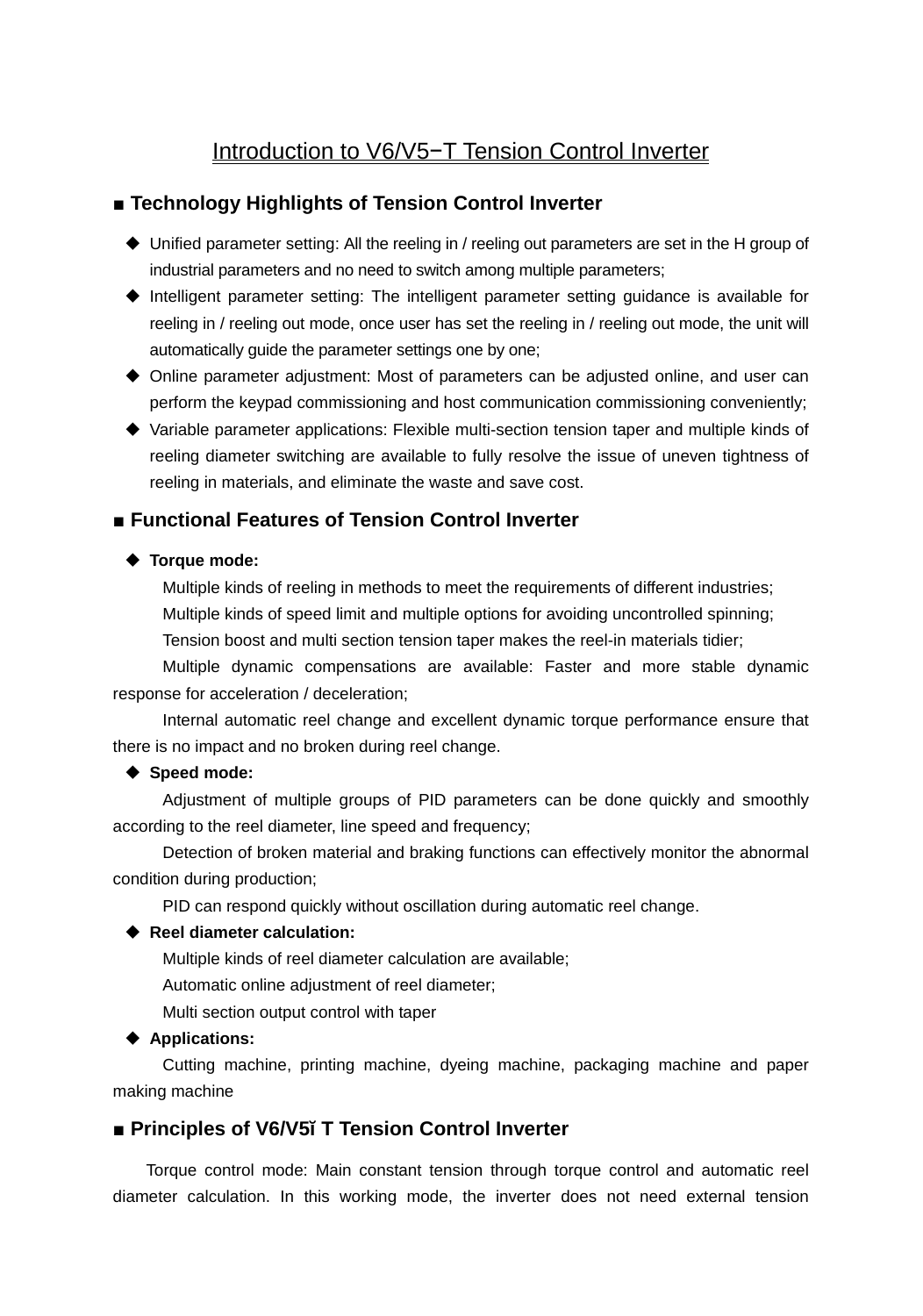# Introduction to V6/V5−T Tension Control Inverter

## ■ Technology Highlights of Tension Control Inverter

- ◆ Unified parameter setting: All the reeling in / reeling out parameters are set in the H group of industrial parameters and no need to switch among multiple parameters;
- ◆ Intelligent parameter setting: The intelligent parameter setting guidance is available for reeling in / reeling out mode, once user has set the reeling in / reeling out mode, the unit will automatically guide the parameter settings one by one;
- ◆ Online parameter adjustment: Most of parameters can be adjusted online, and user can perform the keypad commissioning and host communication commissioning conveniently;
- ◆ Variable parameter applications: Flexible multi-section tension taper and multiple kinds of reeling diameter switching are available to fully resolve the issue of uneven tightness of reeling in materials, and eliminate the waste and save cost.

## ■ Functional Features of Tension Control Inverter

◆ **Torque mode:**

Multiple kinds of reeling in methods to meet the requirements of different industries;

Multiple kinds of speed limit and multiple options for avoiding uncontrolled spinning;

Tension boost and multi section tension taper makes the reel-in materials tidier;

Multiple dynamic compensations are available: Faster and more stable dynamic response for acceleration / deceleration;

Internal automatic reel change and excellent dynamic torque performance ensure that there is no impact and no broken during reel change.

◆ **Speed mode:**

Adjustment of multiple groups of PID parameters can be done quickly and smoothly according to the reel diameter, line speed and frequency;

Detection of broken material and braking functions can effectively monitor the abnormal condition during production;

PID can respond quickly without oscillation during automatic reel change.

◆ **Reel diameter calculation:**

Multiple kinds of reel diameter calculation are available;

Automatic online adjustment of reel diameter;

Multi section output control with taper

◆ **Applications:**

Cutting machine, printing machine, dyeing machine, packaging machine and paper making machine

## ■ Principles of V6/V5ĭ T Tension Control Inverter

Torque control mode: Main constant tension through torque control and automatic reel diameter calculation. In this working mode, the inverter does not need external tension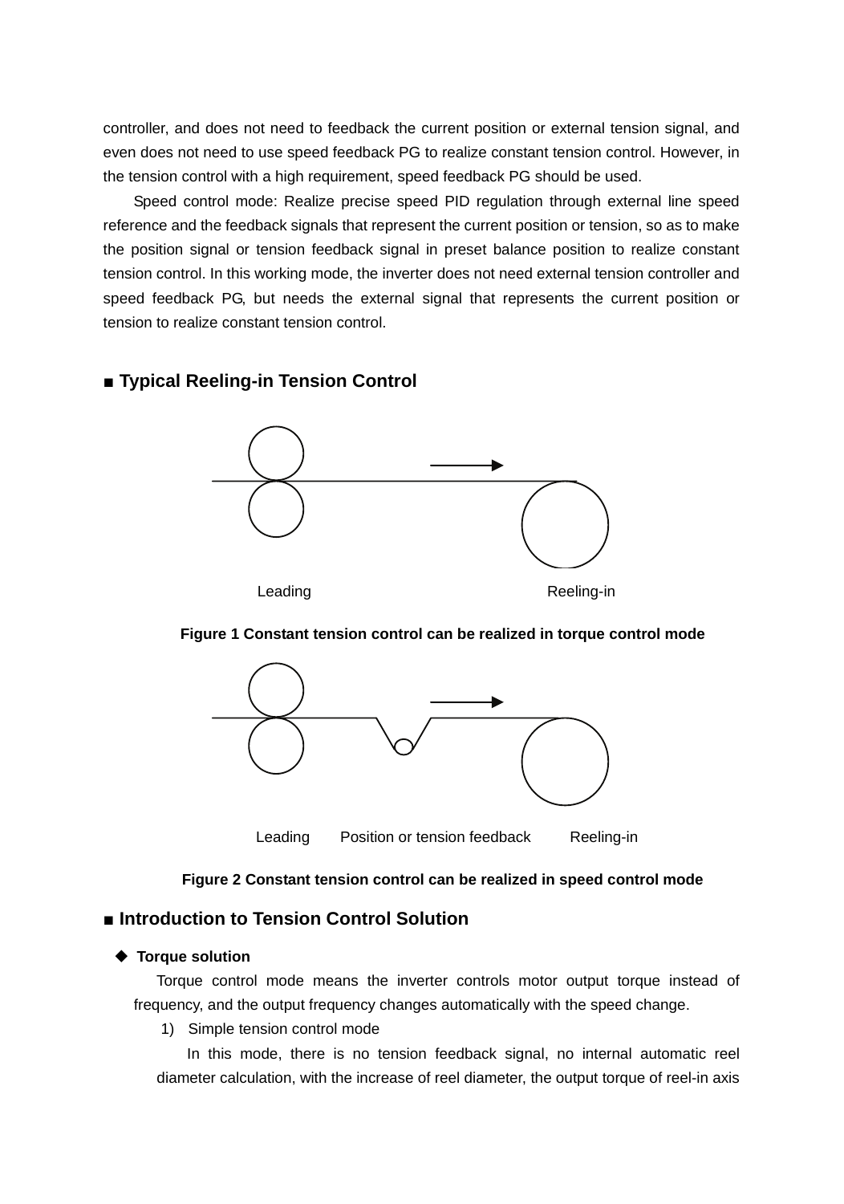controller, and does not need to feedback the current position or external tension signal, and even does not need to use speed feedback PG to realize constant tension control. However, in the tension control with a high requirement, speed feedback PG should be used.

Speed control mode: Realize precise speed PID regulation through external line speed reference and the feedback signals that represent the current position or tension, so as to make the position signal or tension feedback signal in preset balance position to realize constant tension control. In this working mode, the inverter does not need external tension controller and speed feedback PG, but needs the external signal that represents the current position or tension to realize constant tension control.

## ■ Typical Reeling-in Tension Control

Leading　　　　　　　　　　Reeling-in

**Figure 1 Constant tension control can be realized in torque control mode**

Leading　　Position or tension feedback　　Reeling-in

**Figure 2 Constant tension control can be realized in speed control mode**

## ■ Introduction to Tension Control Solution

### ◆ Torque solution

Torque control mode means the inverter controls motor output torque instead of frequency, and the output frequency changes automatically with the speed change.

1) Simple tension control mode

In this mode, there is no tension feedback signal, no internal automatic reel diameter calculation, with the increase of reel diameter, the output torque of reel-in axis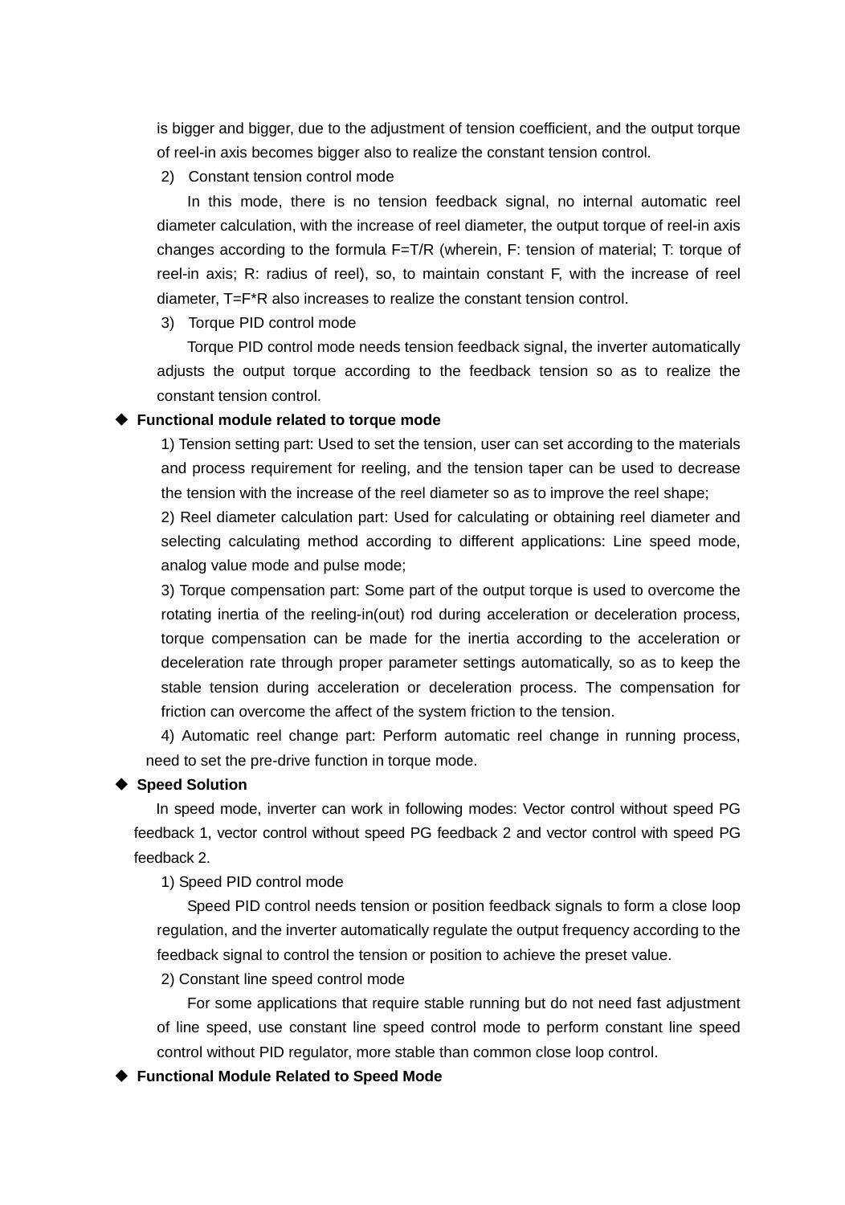is bigger and bigger, due to the adjustment of tension coefficient, and the output torque of reel-in axis becomes bigger also to realize the constant tension control.

2) Constant tension control mode

In this mode, there is no tension feedback signal, no internal automatic reel diameter calculation, with the increase of reel diameter, the output torque of reel-in axis changes according to the formula $F=T/R$ (wherein, F: tension of material; T: torque of reel-in axis; R: radius of reel), so, to maintain constant F, with the increase of reel diameter, $T=F*R$ also increases to realize the constant tension control.

3) Torque PID control mode

Torque PID control mode needs tension feedback signal, the inverter automatically adjusts the output torque according to the feedback tension so as to realize the constant tension control.

◆ **Functional module related to torque mode**

1) Tension setting part: Used to set the tension, user can set according to the materials and process requirement for reeling, and the tension taper can be used to decrease the tension with the increase of the reel diameter so as to improve the reel shape;

2) Reel diameter calculation part: Used for calculating or obtaining reel diameter and selecting calculating method according to different applications: Line speed mode, analog value mode and pulse mode;

3) Torque compensation part: Some part of the output torque is used to overcome the rotating inertia of the reeling-in(out) rod during acceleration or deceleration process, torque compensation can be made for the inertia according to the acceleration or deceleration rate through proper parameter settings automatically, so as to keep the stable tension during acceleration or deceleration process. The compensation for friction can overcome the affect of the system friction to the tension.

4) Automatic reel change part: Perform automatic reel change in running process, need to set the pre-drive function in torque mode.

◆ **Speed Solution**

In speed mode, inverter can work in following modes: Vector control without speed PG feedback 1, vector control without speed PG feedback 2 and vector control with speed PG feedback 2.

1) Speed PID control mode

Speed PID control needs tension or position feedback signals to form a close loop regulation, and the inverter automatically regulate the output frequency according to the feedback signal to control the tension or position to achieve the preset value.

2) Constant line speed control mode

For some applications that require stable running but do not need fast adjustment of line speed, use constant line speed control mode to perform constant line speed control without PID regulator, more stable than common close loop control.

◆ **Functional Module Related to Speed Mode**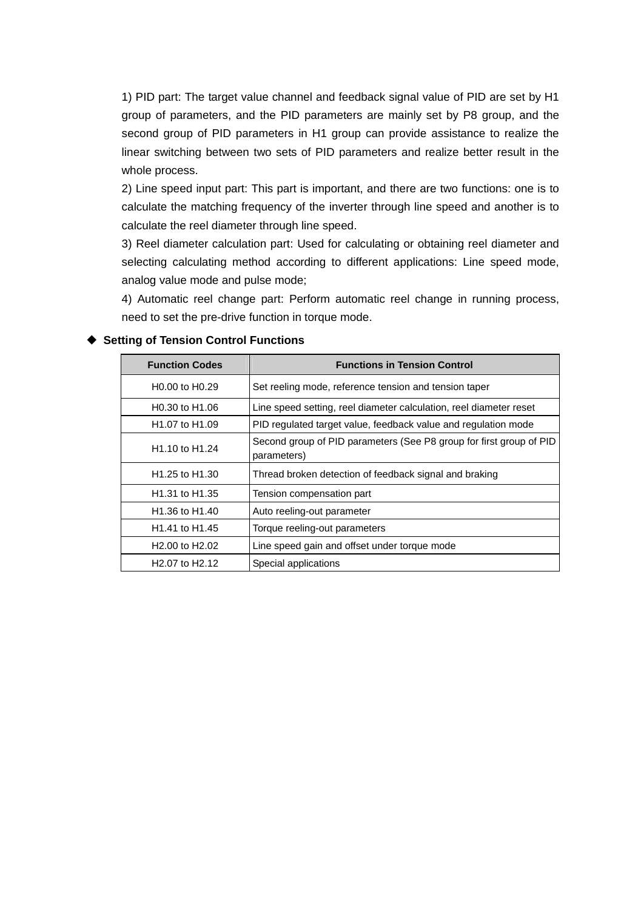1) PID part: The target value channel and feedback signal value of PID are set by H1 group of parameters, and the PID parameters are mainly set by P8 group, and the second group of PID parameters in H1 group can provide assistance to realize the linear switching between two sets of PID parameters and realize better result in the whole process.

2) Line speed input part: This part is important, and there are two functions: one is to calculate the matching frequency of the inverter through line speed and another is to calculate the reel diameter through line speed.

3) Reel diameter calculation part: Used for calculating or obtaining reel diameter and selecting calculating method according to different applications: Line speed mode, analog value mode and pulse mode;

4) Automatic reel change part: Perform automatic reel change in running process, need to set the pre-drive function in torque mode.

◆ **Setting of Tension Control Functions**

| Function Codes | Functions in Tension Control |
|---|---|
| H0.00 to H0.29 | Set reeling mode, reference tension and tension taper |
| H0.30 to H1.06 | Line speed setting, reel diameter calculation, reel diameter reset |
| H1.07 to H1.09 | PID regulated target value, feedback value and regulation mode |
| H1.10 to H1.24 | Second group of PID parameters (See P8 group for first group of PID parameters) |
| H1.25 to H1.30 | Thread broken detection of feedback signal and braking |
| H1.31 to H1.35 | Tension compensation part |
| H1.36 to H1.40 | Auto reeling-out parameter |
| H1.41 to H1.45 | Torque reeling-out parameters |
| H2.00 to H2.02 | Line speed gain and offset under torque mode |
| H2.07 to H2.12 | Special applications |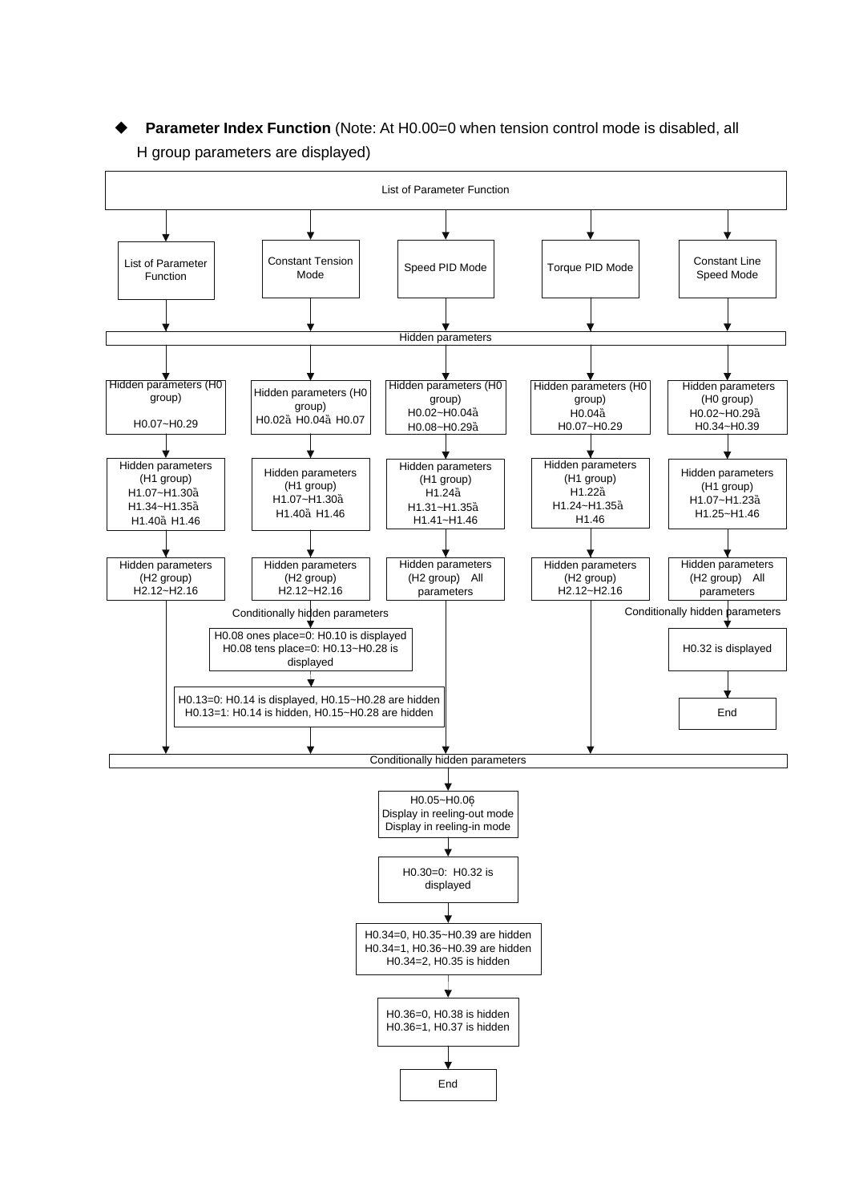◆ **Parameter Index Function** (Note: At H0.00=0 when tension control mode is disabled, all H group parameters are displayed)

List of Parameter Function

| List of Parameter Function | Constant Tension Mode | Speed PID Mode | Torque PID Mode | Constant Line Speed Mode |
|---|---|---|---|---|
| Hidden parameters | | | | |
| Hidden parameters (H0 group) H0.07~H0.29 | Hidden parameters (H0 group) H0.02ä H0.04ä H0.07 | Hidden parameters (H0 group) H0.02~H0.04ä H0.08~H0.29ä | Hidden parameters (H0 group) H0.04ä H0.07~H0.29 | Hidden parameters (H0 group) H0.02~H0.29ä H0.34~H0.39 |
| Hidden parameters (H1 group) H1.07~H1.30ä H1.34~H1.35ä H1.40ä H1.46 | Hidden parameters (H1 group) H1.07~H1.30ä H1.40ä H1.46 | Hidden parameters (H1 group) H1.24ä H1.31~H1.35ä H1.41~H1.46 | Hidden parameters (H1 group) H1.22ä H1.24~H1.35ä H1.46 | Hidden parameters (H1 group) H1.07~H1.23ä H1.25~H1.46 |
| Hidden parameters (H2 group) H2.12~H2.16 | Hidden parameters (H2 group) H2.12~H2.16 | Hidden parameters (H2 group) All parameters | Hidden parameters (H2 group) H2.12~H2.16 | Hidden parameters (H2 group) All parameters |

Constant Tension Mode – Conditionally hidden parameters:
- H0.08 ones place=0: H0.10 is displayed
- H0.08 tens place=0: H0.13~H0.28 is displayed
- H0.13=0: H0.14 is displayed, H0.15~H0.28 are hidden
- H0.13=1: H0.14 is hidden, H0.15~H0.28 are hidden

Constant Line Speed Mode – Conditionally hidden parameters:
- H0.32 is displayed
- End

Conditionally hidden parameters (List of Parameter Function, Constant Tension Mode, Speed PID Mode, Torque PID Mode):
1. H0.05~H0.06
   - Display in reeling-out mode
   - Display in reeling-in mode
2. H0.30=0: H0.32 is displayed
3. H0.34=0, H0.35~H0.39 are hidden
   - H0.34=1, H0.36~H0.39 are hidden
   - H0.34=2, H0.35 is hidden
4. H0.36=0, H0.38 is hidden
   - H0.36=1, H0.37 is hidden
5. End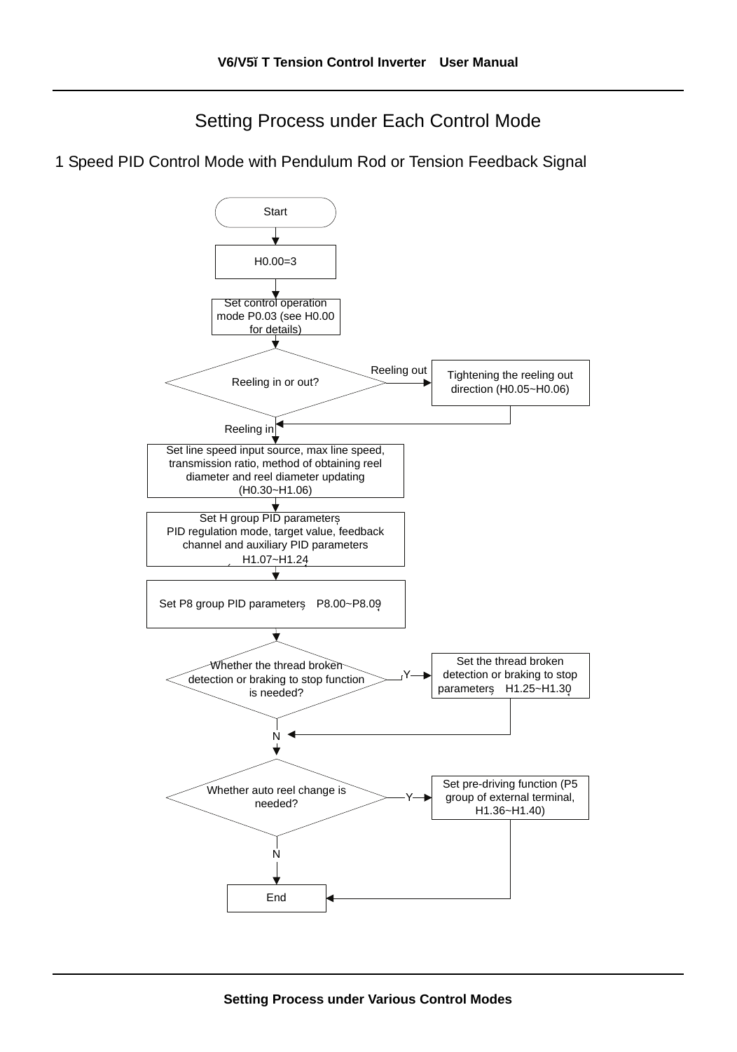# Setting Process under Each Control Mode

## 1 Speed PID Control Mode with Pendulum Rod or Tension Feedback Signal

Start

H0.00=3

Set control operation mode P0.03 (see H0.00 for details)

Reeling in or out?

Reeling out → Tightening the reeling out direction (H0.05~H0.06)

Reeling in

Set line speed input source, max line speed, transmission ratio, method of obtaining reel diameter and reel diameter updating (H0.30~H1.06)

Set H group PID parameters: PID regulation mode, target value, feedback channel and auxiliary PID parameters (H1.07~H1.24)

Set P8 group PID parameters (P8.00~P8.09)

Whether the thread broken detection or braking to stop function is needed?

Y → Set the thread broken detection or braking to stop parameters (H1.25~H1.30)

N

Whether auto reel change is needed?

Y → Set pre-driving function (P5 group of external terminal, H1.36~H1.40)

N

End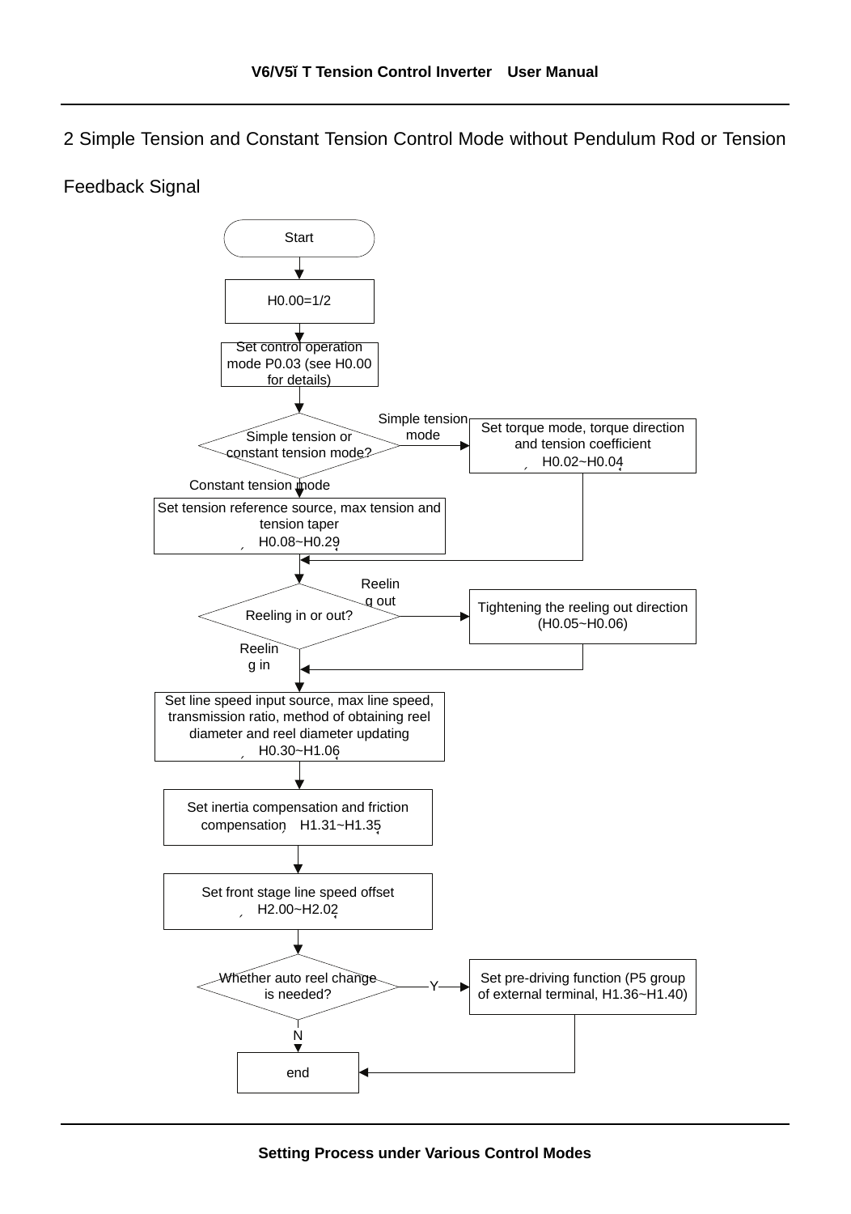## 2 Simple Tension and Constant Tension Control Mode without Pendulum Rod or Tension Feedback Signal

Start

H0.00=1/2

Set control operation mode P0.03 (see H0.00 for details)

Simple tension or constant tension mode?

- Simple tension mode → Set torque mode, torque direction and tension coefficient （H0.02~H0.04）
- Constant tension mode → Set tension reference source, max tension and tension taper （H0.08~H0.29）

Reeling in or out?

- Reeling out → Tightening the reeling out direction (H0.05~H0.06)
- Reeling in

Set line speed input source, max line speed, transmission ratio, method of obtaining reel diameter and reel diameter updating （H0.30~H1.06）

Set inertia compensation and friction compensation（H1.31~H1.35）

Set front stage line speed offset （H2.00~H2.02）

Whether auto reel change is needed?

- Y → Set pre-driving function (P5 group of external terminal, H1.36~H1.40)
- N

end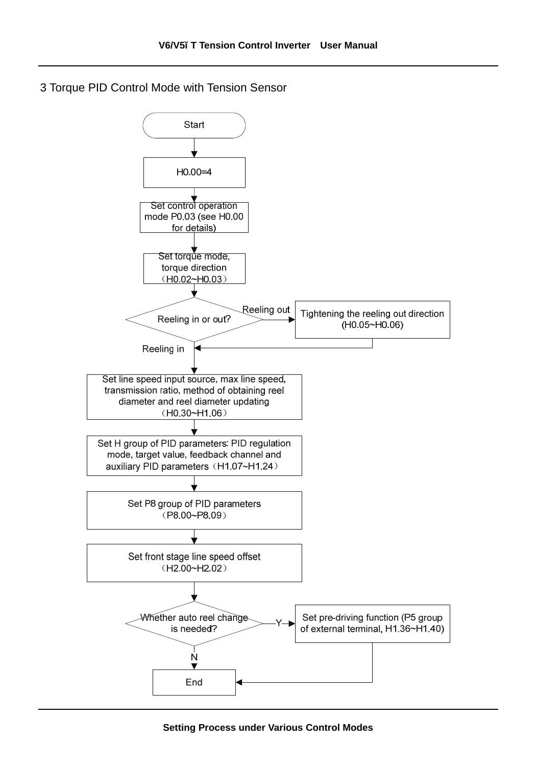3 Torque PID Control Mode with Tension Sensor

Start

H0.00=4

Set control operation mode P0.03 (see H0.00 for details)

Set torque mode, torque direction （H0.02~H0.03）

Reeling in or out?

Reeling out → Tightening the reeling out direction (H0.05~H0.06)

Reeling in

Set line speed input source, max line speed, transmission ratio, method of obtaining reel diameter and reel diameter updating （H0.30~H1.06）

Set H group of PID parameters: PID regulation mode, target value, feedback channel and auxiliary PID parameters（H1.07~H1.24）

Set P8 group of PID parameters （P8.00~P8.09）

Set front stage line speed offset （H2.00~H2.02）

Whether auto reel change is needed?

Y → Set pre-driving function (P5 group of external terminal, H1.36~H1.40)

N

End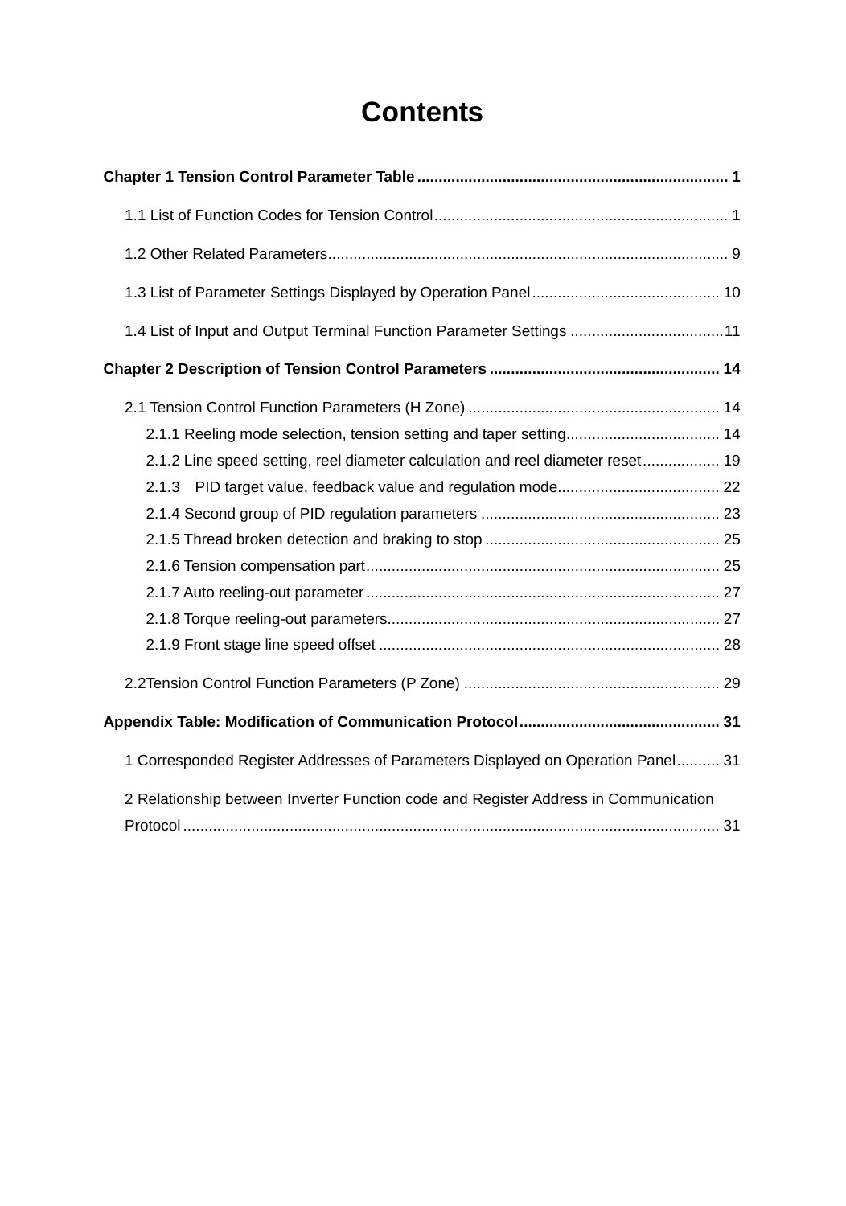# Contents

**Chapter 1 Tension Control Parameter Table ........................................................................ 1**

1.1 List of Function Codes for Tension Control.................................................................... 1

1.2 Other Related Parameters............................................................................................. 9

1.3 List of Parameter Settings Displayed by Operation Panel............................................ 10

1.4 List of Input and Output Terminal Function Parameter Settings ....................................11

**Chapter 2 Description of Tension Control Parameters ..................................................... 14**

2.1 Tension Control Function Parameters (H Zone) ........................................................... 14

2.1.1 Reeling mode selection, tension setting and taper setting.................................... 14

2.1.2 Line speed setting, reel diameter calculation and reel diameter reset.................. 19

2.1.3 PID target value, feedback value and regulation mode...................................... 22

2.1.4 Second group of PID regulation parameters ........................................................ 23

2.1.5 Thread broken detection and braking to stop ....................................................... 25

2.1.6 Tension compensation part................................................................................... 25

2.1.7 Auto reeling-out parameter.................................................................................. 27

2.1.8 Torque reeling-out parameters............................................................................. 27

2.1.9 Front stage line speed offset ................................................................................ 28

2.2Tension Control Function Parameters (P Zone) ............................................................ 29

**Appendix Table: Modification of Communication Protocol.............................................. 31**

1 Corresponded Register Addresses of Parameters Displayed on Operation Panel.......... 31

2 Relationship between Inverter Function code and Register Address in Communication Protocol............................................................................................................................. 31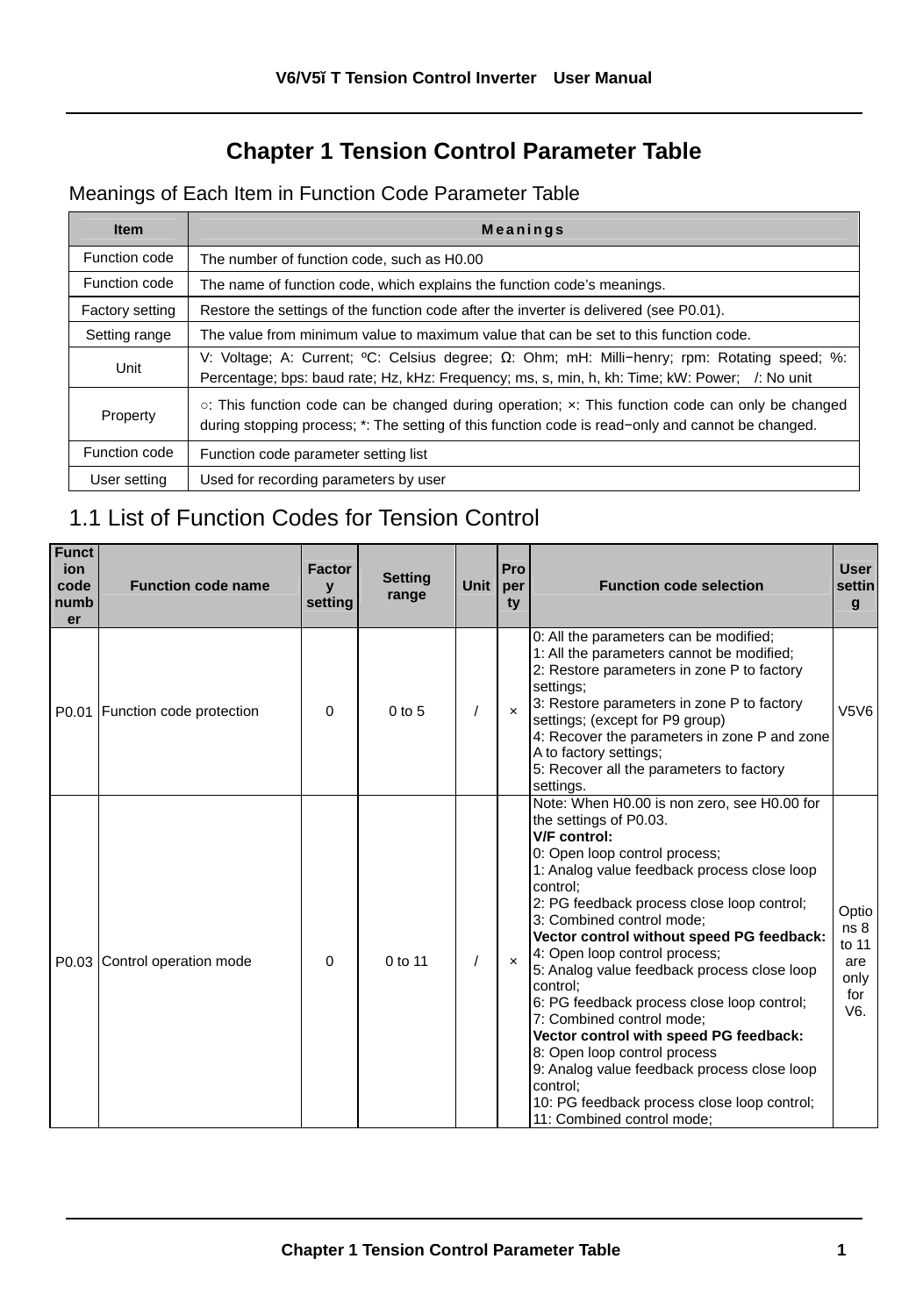# Chapter 1 Tension Control Parameter Table

Meanings of Each Item in Function Code Parameter Table

| Item | Meanings |
|---|---|
| Function code | The number of function code, such as H0.00 |
| Function code | The name of function code, which explains the function code's meanings. |
| Factory setting | Restore the settings of the function code after the inverter is delivered (see P0.01). |
| Setting range | The value from minimum value to maximum value that can be set to this function code. |
| Unit | V: Voltage; A: Current; ºC: Celsius degree; Ω: Ohm; mH: Milli−henry; rpm: Rotating speed; %: Percentage; bps: baud rate; Hz, kHz: Frequency; ms, s, min, h, kh: Time; kW: Power; /: No unit |
| Property | ○: This function code can be changed during operation; ×: This function code can only be changed during stopping process; *: The setting of this function code is read−only and cannot be changed. |
| Function code | Function code parameter setting list |
| User setting | Used for recording parameters by user |

## 1.1 List of Function Codes for Tension Control

| Function code number | Function code name | Factory setting | Setting range | Unit | Property | Function code selection | User setting |
|---|---|---|---|---|---|---|---|
| P0.01 | Function code protection | 0 | 0 to 5 | / | × | 0: All the parameters can be modified;<br>1: All the parameters cannot be modified;<br>2: Restore parameters in zone P to factory settings;<br>3: Restore parameters in zone P to factory settings; (except for P9 group)<br>4: Recover the parameters in zone P and zone A to factory settings;<br>5: Recover all the parameters to factory settings. | V5V6 |
| P0.03 | Control operation mode | 0 | 0 to 11 | / | × | Note: When H0.00 is non zero, see H0.00 for the settings of P0.03.<br>**V/F control:**<br>0: Open loop control process;<br>1: Analog value feedback process close loop control;<br>2: PG feedback process close loop control;<br>3: Combined control mode;<br>**Vector control without speed PG feedback:**<br>4: Open loop control process;<br>5: Analog value feedback process close loop control;<br>6: PG feedback process close loop control;<br>7: Combined control mode;<br>**Vector control with speed PG feedback:**<br>8: Open loop control process<br>9: Analog value feedback process close loop control;<br>10: PG feedback process close loop control;<br>11: Combined control mode; | Options 8 to 11 are only for V6. |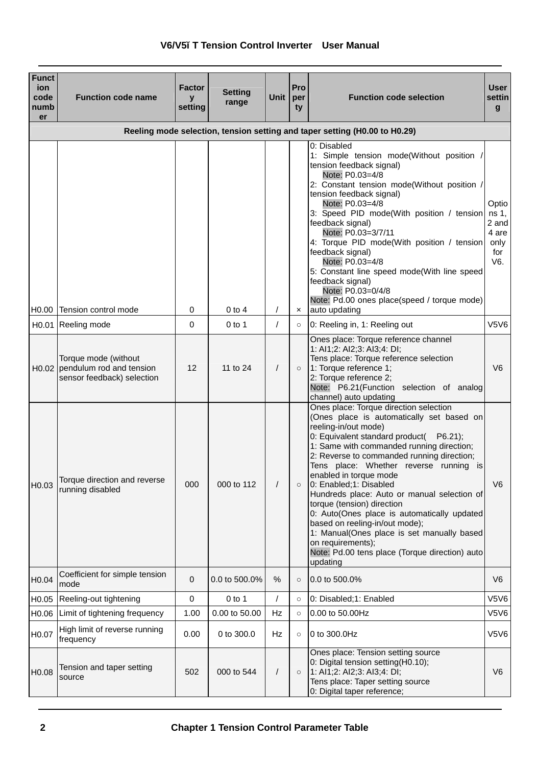| Function code number | Function code name | Factory setting | Setting range | Unit | Property | Function code selection | User setting |
|---|---|---|---|---|---|---|---|
| Reeling mode selection, tension setting and taper setting (H0.00 to H0.29) | | | | | | | |
| H0.00 | Tension control mode | 0 | 0 to 4 | / | × | 0: Disabled<br>1: Simple tension mode(Without position / tension feedback signal)<br>Note: P0.03=4/8<br>2: Constant tension mode(Without position / tension feedback signal)<br>Note: P0.03=4/8<br>3: Speed PID mode(With position / tension feedback signal)<br>Note: P0.03=3/7/11<br>4: Torque PID mode(With position / tension feedback signal)<br>Note: P0.03=4/8<br>5: Constant line speed mode(With line speed feedback signal)<br>Note: P0.03=0/4/8<br>Note: Pd.00 ones place(speed / torque mode) auto updating | Options 1, 2 and 4 are only for V6. |
| H0.01 | Reeling mode | 0 | 0 to 1 | / | ○ | 0: Reeling in, 1: Reeling out | V5V6 |
| H0.02 | Torque mode (without pendulum rod and tension sensor feedback) selection | 12 | 11 to 24 | / | ○ | Ones place: Torque reference channel<br>1: AI1;2: AI2;3: AI3;4: DI;<br>Tens place: Torque reference selection<br>1: Torque reference 1;<br>2: Torque reference 2;<br>Note: P6.21(Function selection of analog channel) auto updating | V6 |
| H0.03 | Torque direction and reverse running disabled | 000 | 000 to 112 | / | ○ | Ones place: Torque direction selection<br>(Ones place is automatically set based on reeling-in/out mode)<br>0: Equivalent standard product( P6.21);<br>1: Same with commanded running direction;<br>2: Reverse to commanded running direction;<br>Tens place: Whether reverse running is enabled in torque mode<br>0: Enabled;1: Disabled<br>Hundreds place: Auto or manual selection of torque (tension) direction<br>0: Auto(Ones place is automatically updated based on reeling-in/out mode);<br>1: Manual(Ones place is set manually based on requirements);<br>Note: Pd.00 tens place (Torque direction) auto updating | V6 |
| H0.04 | Coefficient for simple tension mode | 0 | 0.0 to 500.0% | % | ○ | 0.0 to 500.0% | V6 |
| H0.05 | Reeling-out tightening | 0 | 0 to 1 | / | ○ | 0: Disabled;1: Enabled | V5V6 |
| H0.06 | Limit of tightening frequency | 1.00 | 0.00 to 50.00 | Hz | ○ | 0.00 to 50.00Hz | V5V6 |
| H0.07 | High limit of reverse running frequency | 0.00 | 0 to 300.0 | Hz | ○ | 0 to 300.0Hz | V5V6 |
| H0.08 | Tension and taper setting source | 502 | 000 to 544 | / | ○ | Ones place: Tension setting source<br>0: Digital tension setting(H0.10);<br>1: AI1;2: AI2;3: AI3;4: DI;<br>Tens place: Taper setting source<br>0: Digital taper reference; | V6 |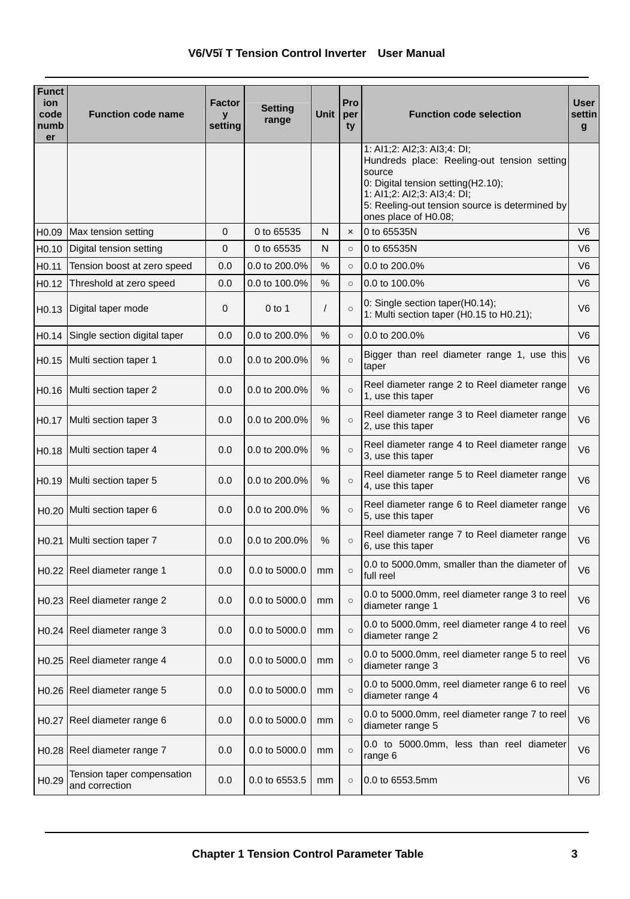| Function code number | Function code name | Factory setting | Setting range | Unit | Property | Function code selection | User setting |
|---|---|---|---|---|---|---|---|
| | | | | | | 1: AI1;2: AI2;3: AI3;4: DI;<br>Hundreds place: Reeling-out tension setting source<br>0: Digital tension setting(H2.10);<br>1: AI1;2: AI2;3: AI3;4: DI;<br>5: Reeling-out tension source is determined by ones place of H0.08; | |
| H0.09 | Max tension setting | 0 | 0 to 65535 | N | × | 0 to 65535N | V6 |
| H0.10 | Digital tension setting | 0 | 0 to 65535 | N | ○ | 0 to 65535N | V6 |
| H0.11 | Tension boost at zero speed | 0.0 | 0.0 to 200.0% | % | ○ | 0.0 to 200.0% | V6 |
| H0.12 | Threshold at zero speed | 0.0 | 0.0 to 100.0% | % | ○ | 0.0 to 100.0% | V6 |
| H0.13 | Digital taper mode | 0 | 0 to 1 | / | ○ | 0: Single section taper(H0.14);<br>1: Multi section taper (H0.15 to H0.21); | V6 |
| H0.14 | Single section digital taper | 0.0 | 0.0 to 200.0% | % | ○ | 0.0 to 200.0% | V6 |
| H0.15 | Multi section taper 1 | 0.0 | 0.0 to 200.0% | % | ○ | Bigger than reel diameter range 1, use this taper | V6 |
| H0.16 | Multi section taper 2 | 0.0 | 0.0 to 200.0% | % | ○ | Reel diameter range 2 to Reel diameter range 1, use this taper | V6 |
| H0.17 | Multi section taper 3 | 0.0 | 0.0 to 200.0% | % | ○ | Reel diameter range 3 to Reel diameter range 2, use this taper | V6 |
| H0.18 | Multi section taper 4 | 0.0 | 0.0 to 200.0% | % | ○ | Reel diameter range 4 to Reel diameter range 3, use this taper | V6 |
| H0.19 | Multi section taper 5 | 0.0 | 0.0 to 200.0% | % | ○ | Reel diameter range 5 to Reel diameter range 4, use this taper | V6 |
| H0.20 | Multi section taper 6 | 0.0 | 0.0 to 200.0% | % | ○ | Reel diameter range 6 to Reel diameter range 5, use this taper | V6 |
| H0.21 | Multi section taper 7 | 0.0 | 0.0 to 200.0% | % | ○ | Reel diameter range 7 to Reel diameter range 6, use this taper | V6 |
| H0.22 | Reel diameter range 1 | 0.0 | 0.0 to 5000.0 | mm | ○ | 0.0 to 5000.0mm, smaller than the diameter of full reel | V6 |
| H0.23 | Reel diameter range 2 | 0.0 | 0.0 to 5000.0 | mm | ○ | 0.0 to 5000.0mm, reel diameter range 3 to reel diameter range 1 | V6 |
| H0.24 | Reel diameter range 3 | 0.0 | 0.0 to 5000.0 | mm | ○ | 0.0 to 5000.0mm, reel diameter range 4 to reel diameter range 2 | V6 |
| H0.25 | Reel diameter range 4 | 0.0 | 0.0 to 5000.0 | mm | ○ | 0.0 to 5000.0mm, reel diameter range 5 to reel diameter range 3 | V6 |
| H0.26 | Reel diameter range 5 | 0.0 | 0.0 to 5000.0 | mm | ○ | 0.0 to 5000.0mm, reel diameter range 6 to reel diameter range 4 | V6 |
| H0.27 | Reel diameter range 6 | 0.0 | 0.0 to 5000.0 | mm | ○ | 0.0 to 5000.0mm, reel diameter range 7 to reel diameter range 5 | V6 |
| H0.28 | Reel diameter range 7 | 0.0 | 0.0 to 5000.0 | mm | ○ | 0.0 to 5000.0mm, less than reel diameter range 6 | V6 |
| H0.29 | Tension taper compensation and correction | 0.0 | 0.0 to 6553.5 | mm | ○ | 0.0 to 6553.5mm | V6 |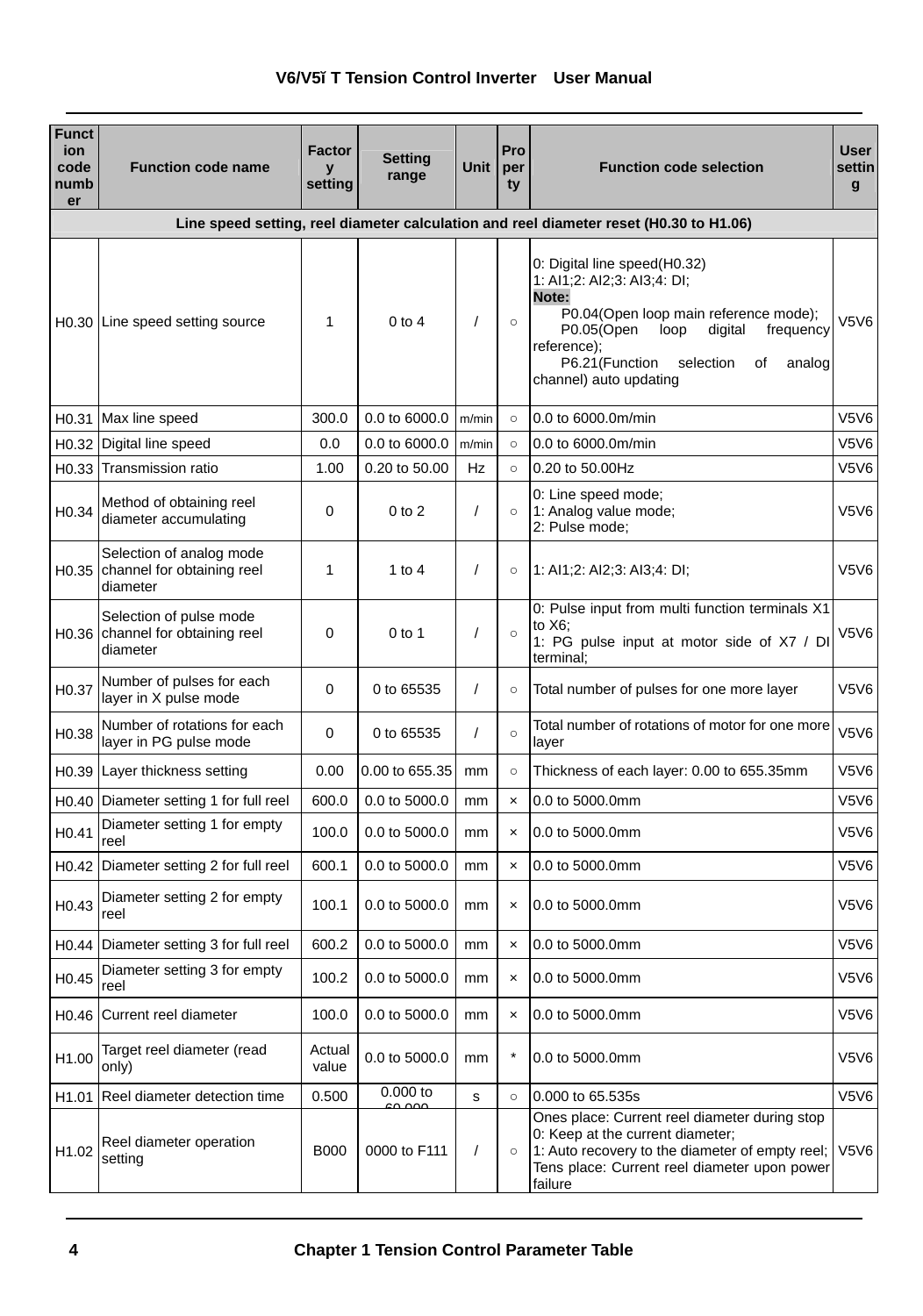| Function code number | Function code name | Factory setting | Setting range | Unit | Property | Function code selection | User setting |
|---|---|---|---|---|---|---|---|
| **Line speed setting, reel diameter calculation and reel diameter reset (H0.30 to H1.06)** | | | | | | | |
| H0.30 | Line speed setting source | 1 | 0 to 4 | / | ○ | 0: Digital line speed(H0.32)<br>1: AI1;2: AI2;3: AI3;4: DI;<br>**Note:**<br>P0.04(Open loop main reference mode);<br>P0.05(Open loop digital frequency reference);<br>P6.21(Function selection of analog channel) auto updating | V5V6 |
| H0.31 | Max line speed | 300.0 | 0.0 to 6000.0 | m/min | ○ | 0.0 to 6000.0m/min | V5V6 |
| H0.32 | Digital line speed | 0.0 | 0.0 to 6000.0 | m/min | ○ | 0.0 to 6000.0m/min | V5V6 |
| H0.33 | Transmission ratio | 1.00 | 0.20 to 50.00 | Hz | ○ | 0.20 to 50.00Hz | V5V6 |
| H0.34 | Method of obtaining reel diameter accumulating | 0 | 0 to 2 | / | ○ | 0: Line speed mode;<br>1: Analog value mode;<br>2: Pulse mode; | V5V6 |
| H0.35 | Selection of analog mode channel for obtaining reel diameter | 1 | 1 to 4 | / | ○ | 1: AI1;2: AI2;3: AI3;4: DI; | V5V6 |
| H0.36 | Selection of pulse mode channel for obtaining reel diameter | 0 | 0 to 1 | / | ○ | 0: Pulse input from multi function terminals X1 to X6;<br>1: PG pulse input at motor side of X7 / DI terminal; | V5V6 |
| H0.37 | Number of pulses for each layer in X pulse mode | 0 | 0 to 65535 | / | ○ | Total number of pulses for one more layer | V5V6 |
| H0.38 | Number of rotations for each layer in PG pulse mode | 0 | 0 to 65535 | / | ○ | Total number of rotations of motor for one more layer | V5V6 |
| H0.39 | Layer thickness setting | 0.00 | 0.00 to 655.35 | mm | ○ | Thickness of each layer: 0.00 to 655.35mm | V5V6 |
| H0.40 | Diameter setting 1 for full reel | 600.0 | 0.0 to 5000.0 | mm | × | 0.0 to 5000.0mm | V5V6 |
| H0.41 | Diameter setting 1 for empty reel | 100.0 | 0.0 to 5000.0 | mm | × | 0.0 to 5000.0mm | V5V6 |
| H0.42 | Diameter setting 2 for full reel | 600.1 | 0.0 to 5000.0 | mm | × | 0.0 to 5000.0mm | V5V6 |
| H0.43 | Diameter setting 2 for empty reel | 100.1 | 0.0 to 5000.0 | mm | × | 0.0 to 5000.0mm | V5V6 |
| H0.44 | Diameter setting 3 for full reel | 600.2 | 0.0 to 5000.0 | mm | × | 0.0 to 5000.0mm | V5V6 |
| H0.45 | Diameter setting 3 for empty reel | 100.2 | 0.0 to 5000.0 | mm | × | 0.0 to 5000.0mm | V5V6 |
| H0.46 | Current reel diameter | 100.0 | 0.0 to 5000.0 | mm | × | 0.0 to 5000.0mm | V5V6 |
| H1.00 | Target reel diameter (read only) | Actual value | 0.0 to 5000.0 | mm | * | 0.0 to 5000.0mm | V5V6 |
| H1.01 | Reel diameter detection time | 0.500 | 0.000 to 60.000 | s | ○ | 0.000 to 65.535s | V5V6 |
| H1.02 | Reel diameter operation setting | B000 | 0000 to F111 | / | ○ | Ones place: Current reel diameter during stop<br>0: Keep at the current diameter;<br>1: Auto recovery to the diameter of empty reel;<br>Tens place: Current reel diameter upon power failure | V5V6 |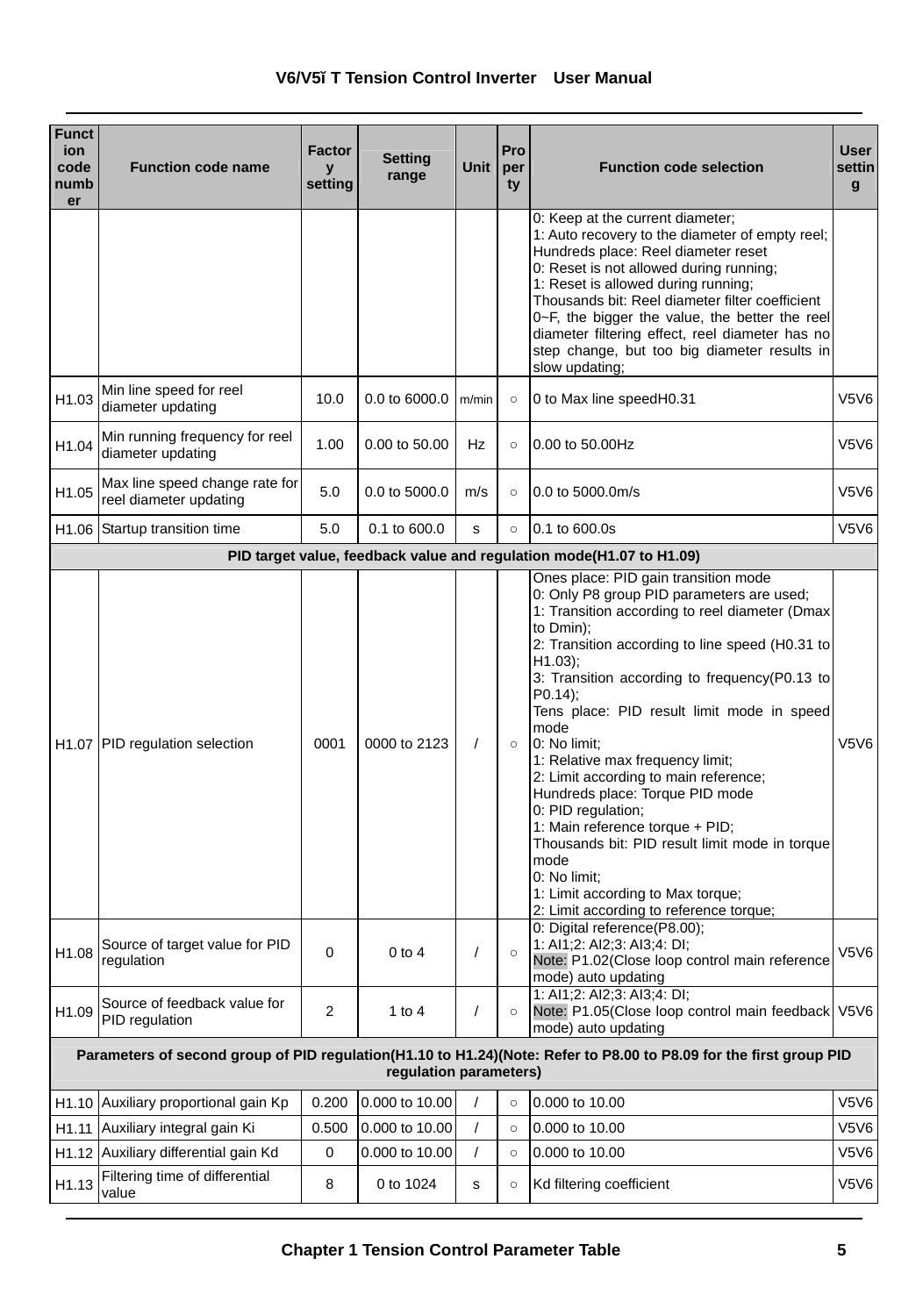| Function code number | Function code name | Factory setting | Setting range | Unit | Property | Function code selection | User setting |
|---|---|---|---|---|---|---|---|
| | | | | | | 0: Keep at the current diameter;<br>1: Auto recovery to the diameter of empty reel;<br>Hundreds place: Reel diameter reset<br>0: Reset is not allowed during running;<br>1: Reset is allowed during running;<br>Thousands bit: Reel diameter filter coefficient<br>0~F, the bigger the value, the better the reel diameter filtering effect, reel diameter has no step change, but too big diameter results in slow updating; | |
| H1.03 | Min line speed for reel diameter updating | 10.0 | 0.0 to 6000.0 | m/min | ○ | 0 to Max line speedH0.31 | V5V6 |
| H1.04 | Min running frequency for reel diameter updating | 1.00 | 0.00 to 50.00 | Hz | ○ | 0.00 to 50.00Hz | V5V6 |
| H1.05 | Max line speed change rate for reel diameter updating | 5.0 | 0.0 to 5000.0 | m/s | ○ | 0.0 to 5000.0m/s | V5V6 |
| H1.06 | Startup transition time | 5.0 | 0.1 to 600.0 | s | ○ | 0.1 to 600.0s | V5V6 |
| **PID target value, feedback value and regulation mode(H1.07 to H1.09)** | | | | | | | |
| H1.07 | PID regulation selection | 0001 | 0000 to 2123 | / | ○ | Ones place: PID gain transition mode<br>0: Only P8 group PID parameters are used;<br>1: Transition according to reel diameter (Dmax to Dmin);<br>2: Transition according to line speed (H0.31 to H1.03);<br>3: Transition according to frequency(P0.13 to P0.14);<br>Tens place: PID result limit mode in speed mode<br>0: No limit;<br>1: Relative max frequency limit;<br>2: Limit according to main reference;<br>Hundreds place: Torque PID mode<br>0: PID regulation;<br>1: Main reference torque + PID;<br>Thousands bit: PID result limit mode in torque mode<br>0: No limit;<br>1: Limit according to Max torque;<br>2: Limit according to reference torque; | V5V6 |
| H1.08 | Source of target value for PID regulation | 0 | 0 to 4 | / | ○ | 0: Digital reference(P8.00);<br>1: AI1;2: AI2;3: AI3;4: DI;<br>Note: P1.02(Close loop control main reference mode) auto updating | V5V6 |
| H1.09 | Source of feedback value for PID regulation | 2 | 1 to 4 | / | ○ | 1: AI1;2: AI2;3: AI3;4: DI;<br>Note: P1.05(Close loop control main feedback mode) auto updating | V5V6 |
| **Parameters of second group of PID regulation(H1.10 to H1.24)(Note: Refer to P8.00 to P8.09 for the first group PID regulation parameters)** | | | | | | | |
| H1.10 | Auxiliary proportional gain Kp | 0.200 | 0.000 to 10.00 | / | ○ | 0.000 to 10.00 | V5V6 |
| H1.11 | Auxiliary integral gain Ki | 0.500 | 0.000 to 10.00 | / | ○ | 0.000 to 10.00 | V5V6 |
| H1.12 | Auxiliary differential gain Kd | 0 | 0.000 to 10.00 | / | ○ | 0.000 to 10.00 | V5V6 |
| H1.13 | Filtering time of differential value | 8 | 0 to 1024 | s | ○ | Kd filtering coefficient | V5V6 |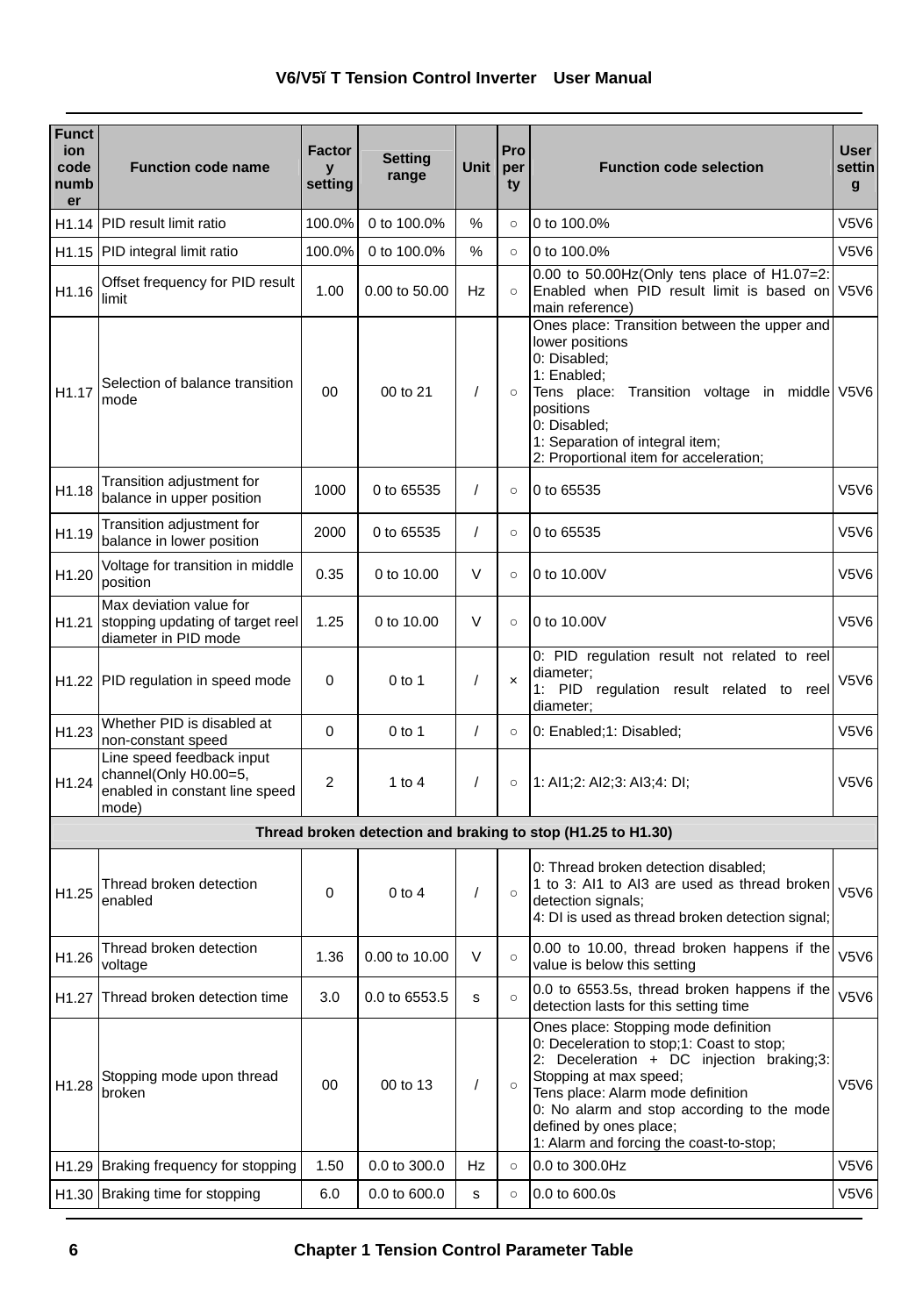| Function code number | Function code name | Factory setting | Setting range | Unit | Property | Function code selection | User setting |
|---|---|---|---|---|---|---|---|
| H1.14 | PID result limit ratio | 100.0% | 0 to 100.0% | % | ○ | 0 to 100.0% | V5V6 |
| H1.15 | PID integral limit ratio | 100.0% | 0 to 100.0% | % | ○ | 0 to 100.0% | V5V6 |
| H1.16 | Offset frequency for PID result limit | 1.00 | 0.00 to 50.00 | Hz | ○ | 0.00 to 50.00Hz(Only tens place of H1.07=2: Enabled when PID result limit is based on main reference) | V5V6 |
| H1.17 | Selection of balance transition mode | 00 | 00 to 21 | / | ○ | Ones place: Transition between the upper and lower positions<br>0: Disabled;<br>1: Enabled;<br>Tens place: Transition voltage in middle positions<br>0: Disabled;<br>1: Separation of integral item;<br>2: Proportional item for acceleration; | V5V6 |
| H1.18 | Transition adjustment for balance in upper position | 1000 | 0 to 65535 | / | ○ | 0 to 65535 | V5V6 |
| H1.19 | Transition adjustment for balance in lower position | 2000 | 0 to 65535 | / | ○ | 0 to 65535 | V5V6 |
| H1.20 | Voltage for transition in middle position | 0.35 | 0 to 10.00 | V | ○ | 0 to 10.00V | V5V6 |
| H1.21 | Max deviation value for stopping updating of target reel diameter in PID mode | 1.25 | 0 to 10.00 | V | ○ | 0 to 10.00V | V5V6 |
| H1.22 | PID regulation in speed mode | 0 | 0 to 1 | / | × | 0: PID regulation result not related to reel diameter;<br>1: PID regulation result related to reel diameter; | V5V6 |
| H1.23 | Whether PID is disabled at non-constant speed | 0 | 0 to 1 | / | ○ | 0: Enabled;1: Disabled; | V5V6 |
| H1.24 | Line speed feedback input channel(Only H0.00=5, enabled in constant line speed mode) | 2 | 1 to 4 | / | ○ | 1: AI1;2: AI2;3: AI3;4: DI; | V5V6 |
| **Thread broken detection and braking to stop (H1.25 to H1.30)** | | | | | | | |
| H1.25 | Thread broken detection enabled | 0 | 0 to 4 | / | ○ | 0: Thread broken detection disabled;<br>1 to 3: AI1 to AI3 are used as thread broken detection signals;<br>4: DI is used as thread broken detection signal; | V5V6 |
| H1.26 | Thread broken detection voltage | 1.36 | 0.00 to 10.00 | V | ○ | 0.00 to 10.00, thread broken happens if the value is below this setting | V5V6 |
| H1.27 | Thread broken detection time | 3.0 | 0.0 to 6553.5 | s | ○ | 0.0 to 6553.5s, thread broken happens if the detection lasts for this setting time | V5V6 |
| H1.28 | Stopping mode upon thread broken | 00 | 00 to 13 | / | ○ | Ones place: Stopping mode definition<br>0: Deceleration to stop;1: Coast to stop;<br>2: Deceleration + DC injection braking;3: Stopping at max speed;<br>Tens place: Alarm mode definition<br>0: No alarm and stop according to the mode defined by ones place;<br>1: Alarm and forcing the coast-to-stop; | V5V6 |
| H1.29 | Braking frequency for stopping | 1.50 | 0.0 to 300.0 | Hz | ○ | 0.0 to 300.0Hz | V5V6 |
| H1.30 | Braking time for stopping | 6.0 | 0.0 to 600.0 | s | ○ | 0.0 to 600.0s | V5V6 |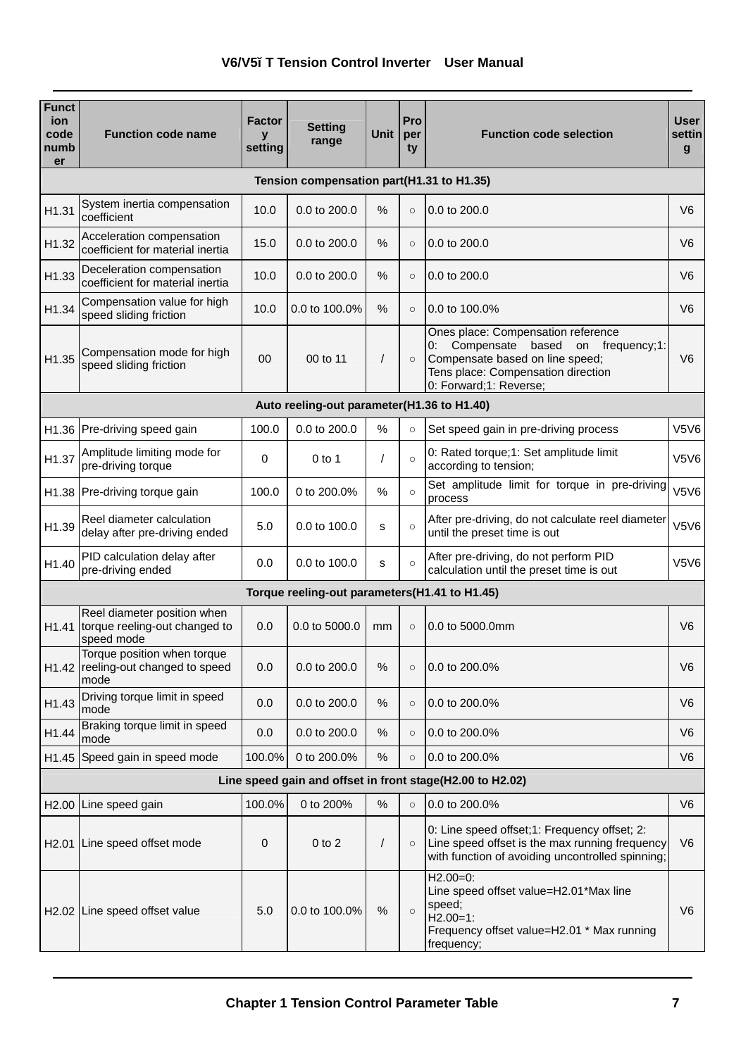| Function code number | Function code name | Factory setting | Setting range | Unit | Property | Function code selection | User setting |
|---|---|---|---|---|---|---|---|
| **Tension compensation part(H1.31 to H1.35)** | | | | | | | |
| H1.31 | System inertia compensation coefficient | 10.0 | 0.0 to 200.0 | % | ○ | 0.0 to 200.0 | V6 |
| H1.32 | Acceleration compensation coefficient for material inertia | 15.0 | 0.0 to 200.0 | % | ○ | 0.0 to 200.0 | V6 |
| H1.33 | Deceleration compensation coefficient for material inertia | 10.0 | 0.0 to 200.0 | % | ○ | 0.0 to 200.0 | V6 |
| H1.34 | Compensation value for high speed sliding friction | 10.0 | 0.0 to 100.0% | % | ○ | 0.0 to 100.0% | V6 |
| H1.35 | Compensation mode for high speed sliding friction | 00 | 00 to 11 | / | ○ | Ones place: Compensation reference<br>0: Compensate based on frequency;1: Compensate based on line speed;<br>Tens place: Compensation direction<br>0: Forward;1: Reverse; | V6 |
| **Auto reeling-out parameter(H1.36 to H1.40)** | | | | | | | |
| H1.36 | Pre-driving speed gain | 100.0 | 0.0 to 200.0 | % | ○ | Set speed gain in pre-driving process | V5V6 |
| H1.37 | Amplitude limiting mode for pre-driving torque | 0 | 0 to 1 | / | ○ | 0: Rated torque;1: Set amplitude limit according to tension; | V5V6 |
| H1.38 | Pre-driving torque gain | 100.0 | 0 to 200.0% | % | ○ | Set amplitude limit for torque in pre-driving process | V5V6 |
| H1.39 | Reel diameter calculation delay after pre-driving ended | 5.0 | 0.0 to 100.0 | s | ○ | After pre-driving, do not calculate reel diameter until the preset time is out | V5V6 |
| H1.40 | PID calculation delay after pre-driving ended | 0.0 | 0.0 to 100.0 | s | ○ | After pre-driving, do not perform PID calculation until the preset time is out | V5V6 |
| **Torque reeling-out parameters(H1.41 to H1.45)** | | | | | | | |
| H1.41 | Reel diameter position when torque reeling-out changed to speed mode | 0.0 | 0.0 to 5000.0 | mm | ○ | 0.0 to 5000.0mm | V6 |
| H1.42 | Torque position when torque reeling-out changed to speed mode | 0.0 | 0.0 to 200.0 | % | ○ | 0.0 to 200.0% | V6 |
| H1.43 | Driving torque limit in speed mode | 0.0 | 0.0 to 200.0 | % | ○ | 0.0 to 200.0% | V6 |
| H1.44 | Braking torque limit in speed mode | 0.0 | 0.0 to 200.0 | % | ○ | 0.0 to 200.0% | V6 |
| H1.45 | Speed gain in speed mode | 100.0% | 0 to 200.0% | % | ○ | 0.0 to 200.0% | V6 |
| **Line speed gain and offset in front stage(H2.00 to H2.02)** | | | | | | | |
| H2.00 | Line speed gain | 100.0% | 0 to 200% | % | ○ | 0.0 to 200.0% | V6 |
| H2.01 | Line speed offset mode | 0 | 0 to 2 | / | ○ | 0: Line speed offset;1: Frequency offset; 2: Line speed offset is the max running frequency with function of avoiding uncontrolled spinning; | V6 |
| H2.02 | Line speed offset value | 5.0 | 0.0 to 100.0% | % | ○ | H2.00=0:<br>Line speed offset value=H2.01*Max line speed;<br>H2.00=1:<br>Frequency offset value=H2.01 * Max running frequency; | V6 |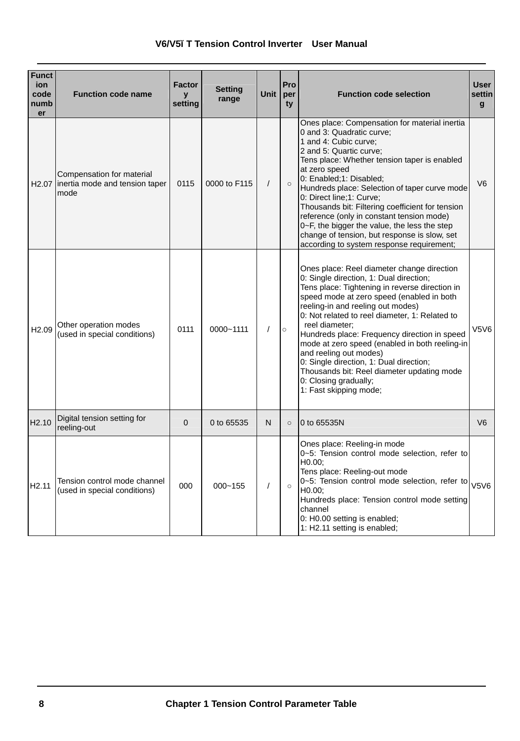| Function code number | Function code name | Factory setting | Setting range | Unit | Property | Function code selection | User setting |
|---|---|---|---|---|---|---|---|
| H2.07 | Compensation for material inertia mode and tension taper mode | 0115 | 0000 to F115 | / | ○ | Ones place: Compensation for material inertia<br>0 and 3: Quadratic curve;<br>1 and 4: Cubic curve;<br>2 and 5: Quartic curve;<br>Tens place: Whether tension taper is enabled at zero speed<br>0: Enabled;1: Disabled;<br>Hundreds place: Selection of taper curve mode<br>0: Direct line;1: Curve;<br>Thousands bit: Filtering coefficient for tension reference (only in constant tension mode)<br>0~F, the bigger the value, the less the step change of tension, but response is slow, set according to system response requirement; | V6 |
| H2.09 | Other operation modes (used in special conditions) | 0111 | 0000~1111 | / | ○ | Ones place: Reel diameter change direction<br>0: Single direction, 1: Dual direction;<br>Tens place: Tightening in reverse direction in speed mode at zero speed (enabled in both reeling-in and reeling out modes)<br>0: Not related to reel diameter, 1: Related to reel diameter;<br>Hundreds place: Frequency direction in speed mode at zero speed (enabled in both reeling-in and reeling out modes)<br>0: Single direction, 1: Dual direction;<br>Thousands bit: Reel diameter updating mode<br>0: Closing gradually;<br>1: Fast skipping mode; | V5V6 |
| H2.10 | Digital tension setting for reeling-out | 0 | 0 to 65535 | N | ○ | 0 to 65535N | V6 |
| H2.11 | Tension control mode channel (used in special conditions) | 000 | 000~155 | / | ○ | Ones place: Reeling-in mode<br>0~5: Tension control mode selection, refer to H0.00;<br>Tens place: Reeling-out mode<br>0~5: Tension control mode selection, refer to H0.00;<br>Hundreds place: Tension control mode setting channel<br>0: H0.00 setting is enabled;<br>1: H2.11 setting is enabled; | V5V6 |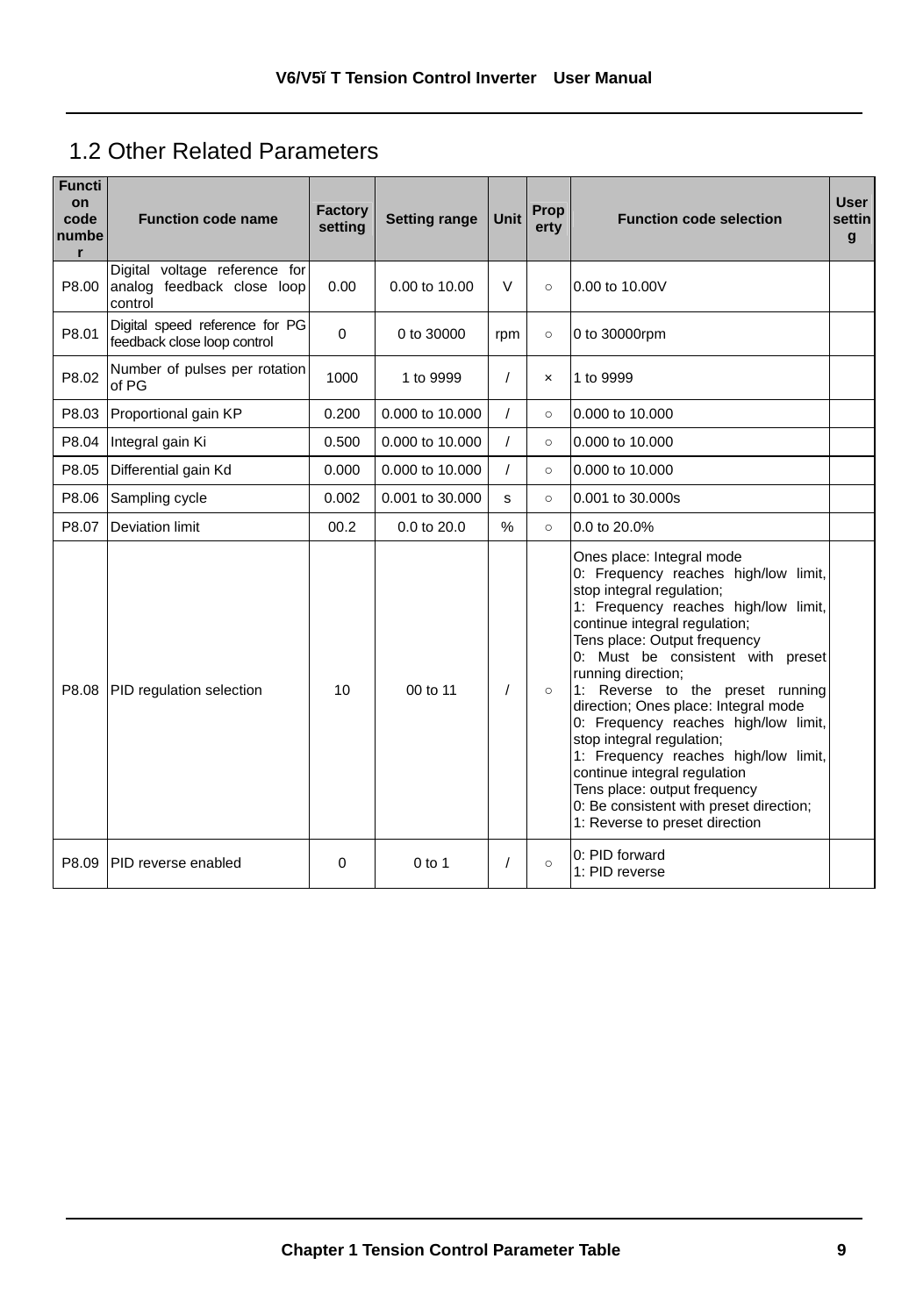## 1.2 Other Related Parameters

| Function code number | Function code name | Factory setting | Setting range | Unit | Property | Function code selection | User setting |
|---|---|---|---|---|---|---|---|
| P8.00 | Digital voltage reference for analog feedback close loop control | 0.00 | 0.00 to 10.00 | V | ○ | 0.00 to 10.00V | |
| P8.01 | Digital speed reference for PG feedback close loop control | 0 | 0 to 30000 | rpm | ○ | 0 to 30000rpm | |
| P8.02 | Number of pulses per rotation of PG | 1000 | 1 to 9999 | / | × | 1 to 9999 | |
| P8.03 | Proportional gain KP | 0.200 | 0.000 to 10.000 | / | ○ | 0.000 to 10.000 | |
| P8.04 | Integral gain Ki | 0.500 | 0.000 to 10.000 | / | ○ | 0.000 to 10.000 | |
| P8.05 | Differential gain Kd | 0.000 | 0.000 to 10.000 | / | ○ | 0.000 to 10.000 | |
| P8.06 | Sampling cycle | 0.002 | 0.001 to 30.000 | s | ○ | 0.001 to 30.000s | |
| P8.07 | Deviation limit | 00.2 | 0.0 to 20.0 | % | ○ | 0.0 to 20.0% | |
| P8.08 | PID regulation selection | 10 | 00 to 11 | / | ○ | Ones place: Integral mode<br>0: Frequency reaches high/low limit, stop integral regulation;<br>1: Frequency reaches high/low limit, continue integral regulation;<br>Tens place: Output frequency<br>0: Must be consistent with preset running direction;<br>1: Reverse to the preset running direction; Ones place: Integral mode<br>0: Frequency reaches high/low limit, stop integral regulation;<br>1: Frequency reaches high/low limit, continue integral regulation<br>Tens place: output frequency<br>0: Be consistent with preset direction;<br>1: Reverse to preset direction | |
| P8.09 | PID reverse enabled | 0 | 0 to 1 | / | ○ | 0: PID forward<br>1: PID reverse | |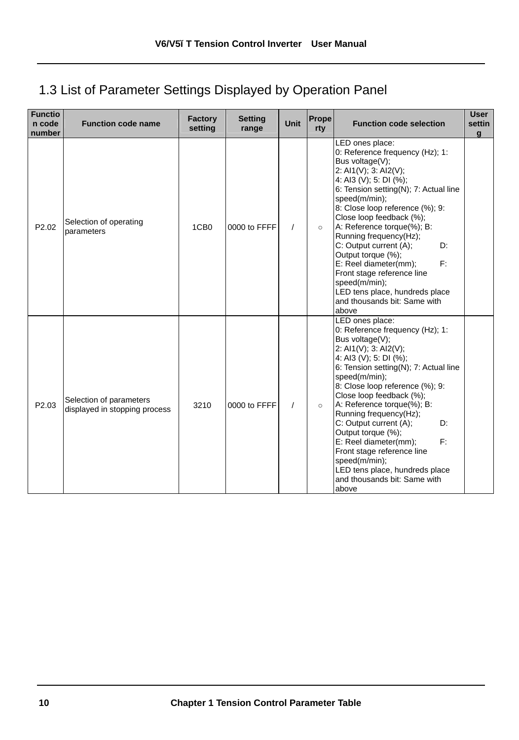## 1.3 List of Parameter Settings Displayed by Operation Panel

| Function code number | Function code name | Factory setting | Setting range | Unit | Property | Function code selection | User setting |
|---|---|---|---|---|---|---|---|
| P2.02 | Selection of operating parameters | 1CB0 | 0000 to FFFF | / | ○ | LED ones place:<br>0: Reference frequency (Hz); 1: Bus voltage(V);<br>2: AI1(V); 3: AI2(V);<br>4: AI3 (V); 5: DI (%);<br>6: Tension setting(N); 7: Actual line speed(m/min);<br>8: Close loop reference (%); 9: Close loop feedback (%);<br>A: Reference torque(%); B: Running frequency(Hz);<br>C: Output current (A); D: Output torque (%);<br>E: Reel diameter(mm); F: Front stage reference line speed(m/min);<br>LED tens place, hundreds place and thousands bit: Same with above | |
| P2.03 | Selection of parameters displayed in stopping process | 3210 | 0000 to FFFF | / | ○ | LED ones place:<br>0: Reference frequency (Hz); 1: Bus voltage(V);<br>2: AI1(V); 3: AI2(V);<br>4: AI3 (V); 5: DI (%);<br>6: Tension setting(N); 7: Actual line speed(m/min);<br>8: Close loop reference (%); 9: Close loop feedback (%);<br>A: Reference torque(%); B: Running frequency(Hz);<br>C: Output current (A); D: Output torque (%);<br>E: Reel diameter(mm); F: Front stage reference line speed(m/min);<br>LED tens place, hundreds place and thousands bit: Same with above | |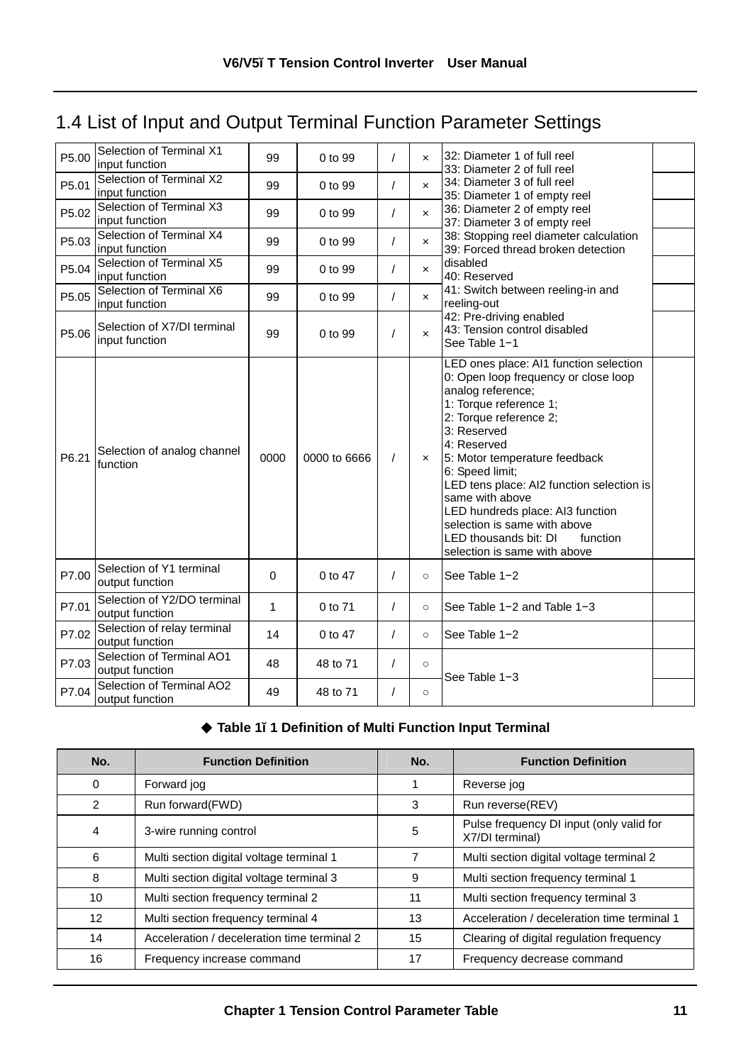## 1.4 List of Input and Output Terminal Function Parameter Settings

| | | | | | | | |
|---|---|---|---|---|---|---|---|
| P5.00 | Selection of Terminal X1 input function | 99 | 0 to 99 | / | × | 32: Diameter 1 of full reel<br>33: Diameter 2 of full reel<br>34: Diameter 3 of full reel<br>35: Diameter 1 of empty reel<br>36: Diameter 2 of empty reel<br>37: Diameter 3 of empty reel<br>38: Stopping reel diameter calculation<br>39: Forced thread broken detection disabled<br>40: Reserved<br>41: Switch between reeling-in and reeling-out<br>42: Pre-driving enabled<br>43: Tension control disabled<br>See Table 1−1 | |
| P5.01 | Selection of Terminal X2 input function | 99 | 0 to 99 | / | × | | |
| P5.02 | Selection of Terminal X3 input function | 99 | 0 to 99 | / | × | | |
| P5.03 | Selection of Terminal X4 input function | 99 | 0 to 99 | / | × | | |
| P5.04 | Selection of Terminal X5 input function | 99 | 0 to 99 | / | × | | |
| P5.05 | Selection of Terminal X6 input function | 99 | 0 to 99 | / | × | | |
| P5.06 | Selection of X7/DI terminal input function | 99 | 0 to 99 | / | × | | |
| P6.21 | Selection of analog channel function | 0000 | 0000 to 6666 | / | × | LED ones place: AI1 function selection<br>0: Open loop frequency or close loop analog reference;<br>1: Torque reference 1;<br>2: Torque reference 2;<br>3: Reserved<br>4: Reserved<br>5: Motor temperature feedback<br>6: Speed limit;<br>LED tens place: AI2 function selection is same with above<br>LED hundreds place: AI3 function selection is same with above<br>LED thousands bit: DI function selection is same with above | |
| P7.00 | Selection of Y1 terminal output function | 0 | 0 to 47 | / | ○ | See Table 1−2 | |
| P7.01 | Selection of Y2/DO terminal output function | 1 | 0 to 71 | / | ○ | See Table 1−2 and Table 1−3 | |
| P7.02 | Selection of relay terminal output function | 14 | 0 to 47 | / | ○ | See Table 1−2 | |
| P7.03 | Selection of Terminal AO1 output function | 48 | 48 to 71 | / | ○ | See Table 1−3 | |
| P7.04 | Selection of Terminal AO2 output function | 49 | 48 to 71 | / | ○ | | |

◆ **Table 1−1 Definition of Multi Function Input Terminal**

| No. | Function Definition | No. | Function Definition |
|---|---|---|---|
| 0 | Forward jog | 1 | Reverse jog |
| 2 | Run forward(FWD) | 3 | Run reverse(REV) |
| 4 | 3-wire running control | 5 | Pulse frequency DI input (only valid for X7/DI terminal) |
| 6 | Multi section digital voltage terminal 1 | 7 | Multi section digital voltage terminal 2 |
| 8 | Multi section digital voltage terminal 3 | 9 | Multi section frequency terminal 1 |
| 10 | Multi section frequency terminal 2 | 11 | Multi section frequency terminal 3 |
| 12 | Multi section frequency terminal 4 | 13 | Acceleration / deceleration time terminal 1 |
| 14 | Acceleration / deceleration time terminal 2 | 15 | Clearing of digital regulation frequency |
| 16 | Frequency increase command | 17 | Frequency decrease command |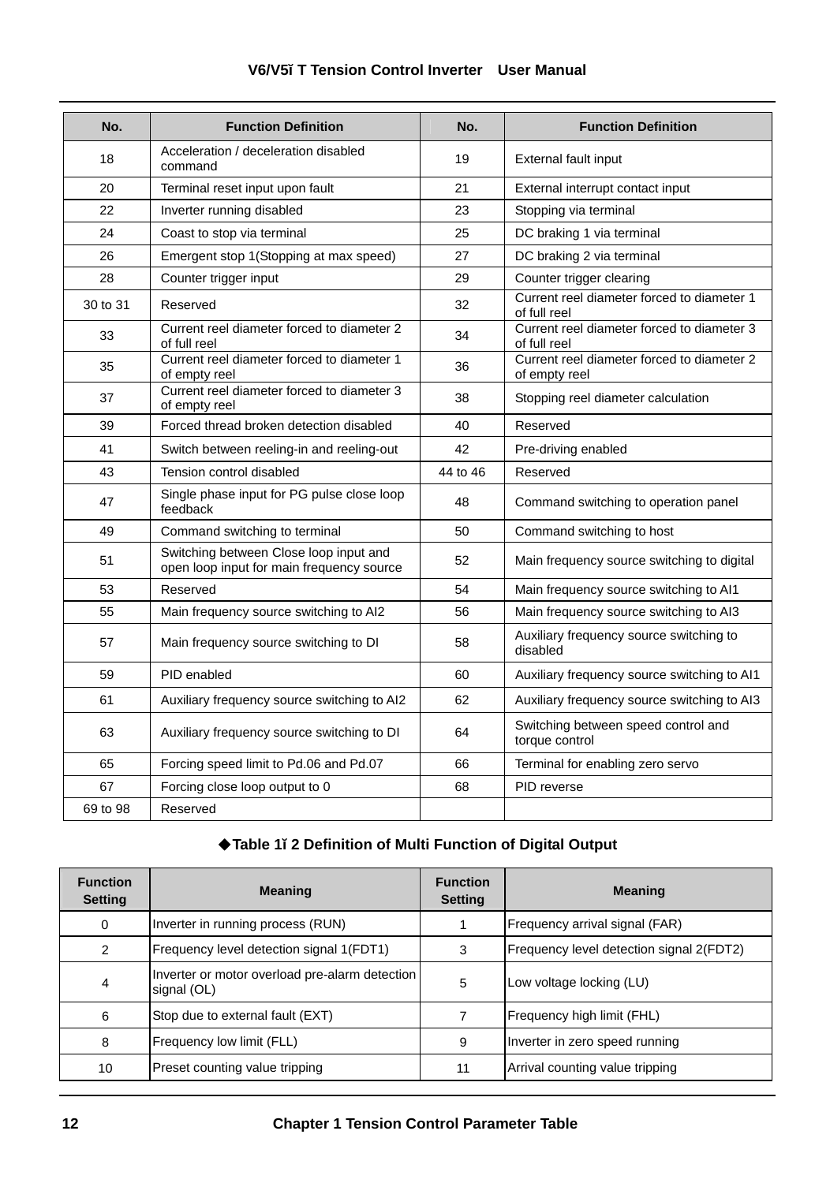| No. | Function Definition | No. | Function Definition |
|---|---|---|---|
| 18 | Acceleration / deceleration disabled command | 19 | External fault input |
| 20 | Terminal reset input upon fault | 21 | External interrupt contact input |
| 22 | Inverter running disabled | 23 | Stopping via terminal |
| 24 | Coast to stop via terminal | 25 | DC braking 1 via terminal |
| 26 | Emergent stop 1(Stopping at max speed) | 27 | DC braking 2 via terminal |
| 28 | Counter trigger input | 29 | Counter trigger clearing |
| 30 to 31 | Reserved | 32 | Current reel diameter forced to diameter 1 of full reel |
| 33 | Current reel diameter forced to diameter 2 of full reel | 34 | Current reel diameter forced to diameter 3 of full reel |
| 35 | Current reel diameter forced to diameter 1 of empty reel | 36 | Current reel diameter forced to diameter 2 of empty reel |
| 37 | Current reel diameter forced to diameter 3 of empty reel | 38 | Stopping reel diameter calculation |
| 39 | Forced thread broken detection disabled | 40 | Reserved |
| 41 | Switch between reeling-in and reeling-out | 42 | Pre-driving enabled |
| 43 | Tension control disabled | 44 to 46 | Reserved |
| 47 | Single phase input for PG pulse close loop feedback | 48 | Command switching to operation panel |
| 49 | Command switching to terminal | 50 | Command switching to host |
| 51 | Switching between Close loop input and open loop input for main frequency source | 52 | Main frequency source switching to digital |
| 53 | Reserved | 54 | Main frequency source switching to AI1 |
| 55 | Main frequency source switching to AI2 | 56 | Main frequency source switching to AI3 |
| 57 | Main frequency source switching to DI | 58 | Auxiliary frequency source switching to disabled |
| 59 | PID enabled | 60 | Auxiliary frequency source switching to AI1 |
| 61 | Auxiliary frequency source switching to AI2 | 62 | Auxiliary frequency source switching to AI3 |
| 63 | Auxiliary frequency source switching to DI | 64 | Switching between speed control and torque control |
| 65 | Forcing speed limit to Pd.06 and Pd.07 | 66 | Terminal for enabling zero servo |
| 67 | Forcing close loop output to 0 | 68 | PID reverse |
| 69 to 98 | Reserved | | |

**◆Table 1ї 2 Definition of Multi Function of Digital Output**

| Function Setting | Meaning | Function Setting | Meaning |
|---|---|---|---|
| 0 | Inverter in running process (RUN) | 1 | Frequency arrival signal (FAR) |
| 2 | Frequency level detection signal 1(FDT1) | 3 | Frequency level detection signal 2(FDT2) |
| 4 | Inverter or motor overload pre-alarm detection signal (OL) | 5 | Low voltage locking (LU) |
| 6 | Stop due to external fault (EXT) | 7 | Frequency high limit (FHL) |
| 8 | Frequency low limit (FLL) | 9 | Inverter in zero speed running |
| 10 | Preset counting value tripping | 11 | Arrival counting value tripping |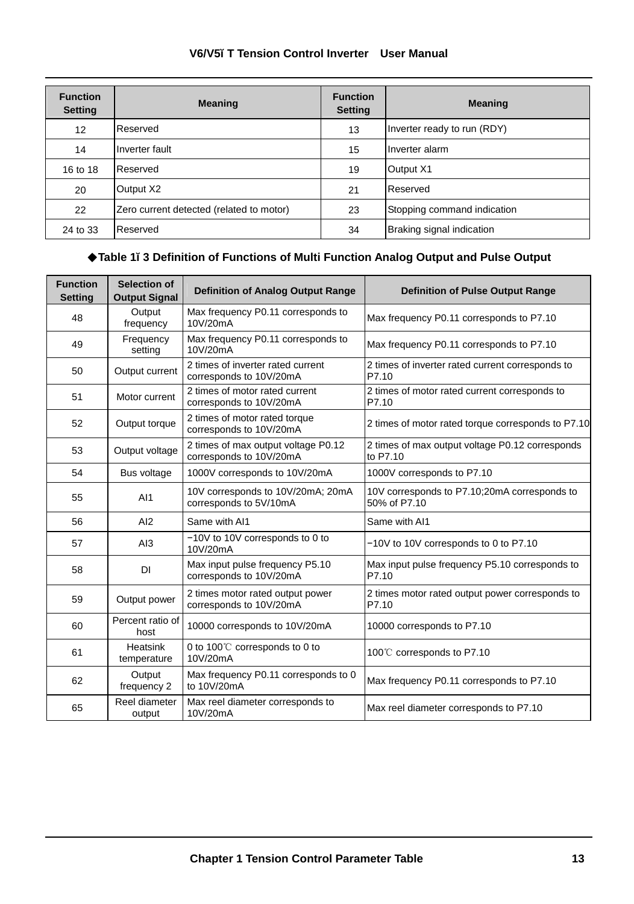| Function Setting | Meaning | Function Setting | Meaning |
|---|---|---|---|
| 12 | Reserved | 13 | Inverter ready to run (RDY) |
| 14 | Inverter fault | 15 | Inverter alarm |
| 16 to 18 | Reserved | 19 | Output X1 |
| 20 | Output X2 | 21 | Reserved |
| 22 | Zero current detected (related to motor) | 23 | Stopping command indication |
| 24 to 33 | Reserved | 34 | Braking signal indication |

**◆Table 1ĭ 3 Definition of Functions of Multi Function Analog Output and Pulse Output**

| Function Setting | Selection of Output Signal | Definition of Analog Output Range | Definition of Pulse Output Range |
|---|---|---|---|
| 48 | Output frequency | Max frequency P0.11 corresponds to 10V/20mA | Max frequency P0.11 corresponds to P7.10 |
| 49 | Frequency setting | Max frequency P0.11 corresponds to 10V/20mA | Max frequency P0.11 corresponds to P7.10 |
| 50 | Output current | 2 times of inverter rated current corresponds to 10V/20mA | 2 times of inverter rated current corresponds to P7.10 |
| 51 | Motor current | 2 times of motor rated current corresponds to 10V/20mA | 2 times of motor rated current corresponds to P7.10 |
| 52 | Output torque | 2 times of motor rated torque corresponds to 10V/20mA | 2 times of motor rated torque corresponds to P7.10 |
| 53 | Output voltage | 2 times of max output voltage P0.12 corresponds to 10V/20mA | 2 times of max output voltage P0.12 corresponds to P7.10 |
| 54 | Bus voltage | 1000V corresponds to 10V/20mA | 1000V corresponds to P7.10 |
| 55 | AI1 | 10V corresponds to 10V/20mA; 20mA corresponds to 5V/10mA | 10V corresponds to P7.10;20mA corresponds to 50% of P7.10 |
| 56 | AI2 | Same with AI1 | Same with AI1 |
| 57 | AI3 | −10V to 10V corresponds to 0 to 10V/20mA | −10V to 10V corresponds to 0 to P7.10 |
| 58 | DI | Max input pulse frequency P5.10 corresponds to 10V/20mA | Max input pulse frequency P5.10 corresponds to P7.10 |
| 59 | Output power | 2 times motor rated output power corresponds to 10V/20mA | 2 times motor rated output power corresponds to P7.10 |
| 60 | Percent ratio of host | 10000 corresponds to 10V/20mA | 10000 corresponds to P7.10 |
| 61 | Heatsink temperature | 0 to 100℃ corresponds to 0 to 10V/20mA | 100℃ corresponds to P7.10 |
| 62 | Output frequency 2 | Max frequency P0.11 corresponds to 0 to 10V/20mA | Max frequency P0.11 corresponds to P7.10 |
| 65 | Reel diameter output | Max reel diameter corresponds to 10V/20mA | Max reel diameter corresponds to P7.10 |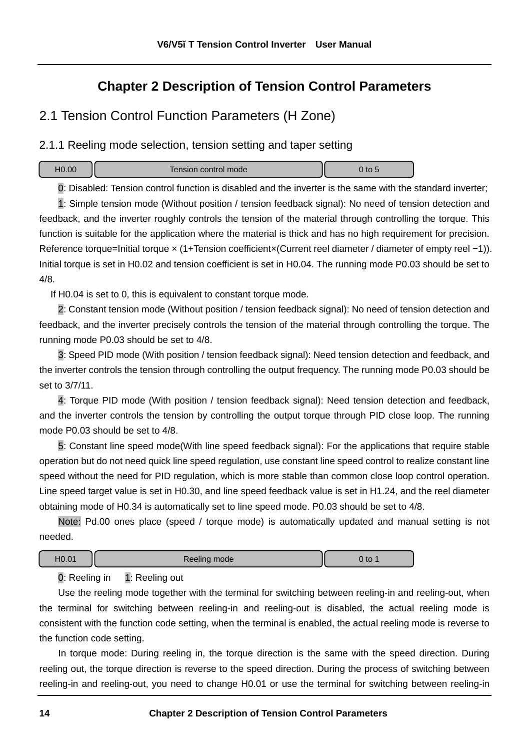# Chapter 2 Description of Tension Control Parameters

## 2.1 Tension Control Function Parameters (H Zone)

### 2.1.1 Reeling mode selection, tension setting and taper setting

| H0.00 | Tension control mode | 0 to 5 |
|---|---|---|

0: Disabled: Tension control function is disabled and the inverter is the same with the standard inverter;

1: Simple tension mode (Without position / tension feedback signal): No need of tension detection and feedback, and the inverter roughly controls the tension of the material through controlling the torque. This function is suitable for the application where the material is thick and has no high requirement for precision. Reference torque=Initial torque × (1+Tension coefficient×(Current reel diameter / diameter of empty reel −1)). Initial torque is set in H0.02 and tension coefficient is set in H0.04. The running mode P0.03 should be set to 4/8.

If H0.04 is set to 0, this is equivalent to constant torque mode.

2: Constant tension mode (Without position / tension feedback signal): No need of tension detection and feedback, and the inverter precisely controls the tension of the material through controlling the torque. The running mode P0.03 should be set to 4/8.

3: Speed PID mode (With position / tension feedback signal): Need tension detection and feedback, and the inverter controls the tension through controlling the output frequency. The running mode P0.03 should be set to 3/7/11.

4: Torque PID mode (With position / tension feedback signal): Need tension detection and feedback, and the inverter controls the tension by controlling the output torque through PID close loop. The running mode P0.03 should be set to 4/8.

5: Constant line speed mode(With line speed feedback signal): For the applications that require stable operation but do not need quick line speed regulation, use constant line speed control to realize constant line speed without the need for PID regulation, which is more stable than common close loop control operation. Line speed target value is set in H0.30, and line speed feedback value is set in H1.24, and the reel diameter obtaining mode of H0.34 is automatically set to line speed mode. P0.03 should be set to 4/8.

Note: Pd.00 ones place (speed / torque mode) is automatically updated and manual setting is not needed.

| H0.01 | Reeling mode | 0 to 1 |
|---|---|---|

0: Reeling in 1: Reeling out

Use the reeling mode together with the terminal for switching between reeling-in and reeling-out, when the terminal for switching between reeling-in and reeling-out is disabled, the actual reeling mode is consistent with the function code setting, when the terminal is enabled, the actual reeling mode is reverse to the function code setting.

In torque mode: During reeling in, the torque direction is the same with the speed direction. During reeling out, the torque direction is reverse to the speed direction. During the process of switching between reeling-in and reeling-out, you need to change H0.01 or use the terminal for switching between reeling-in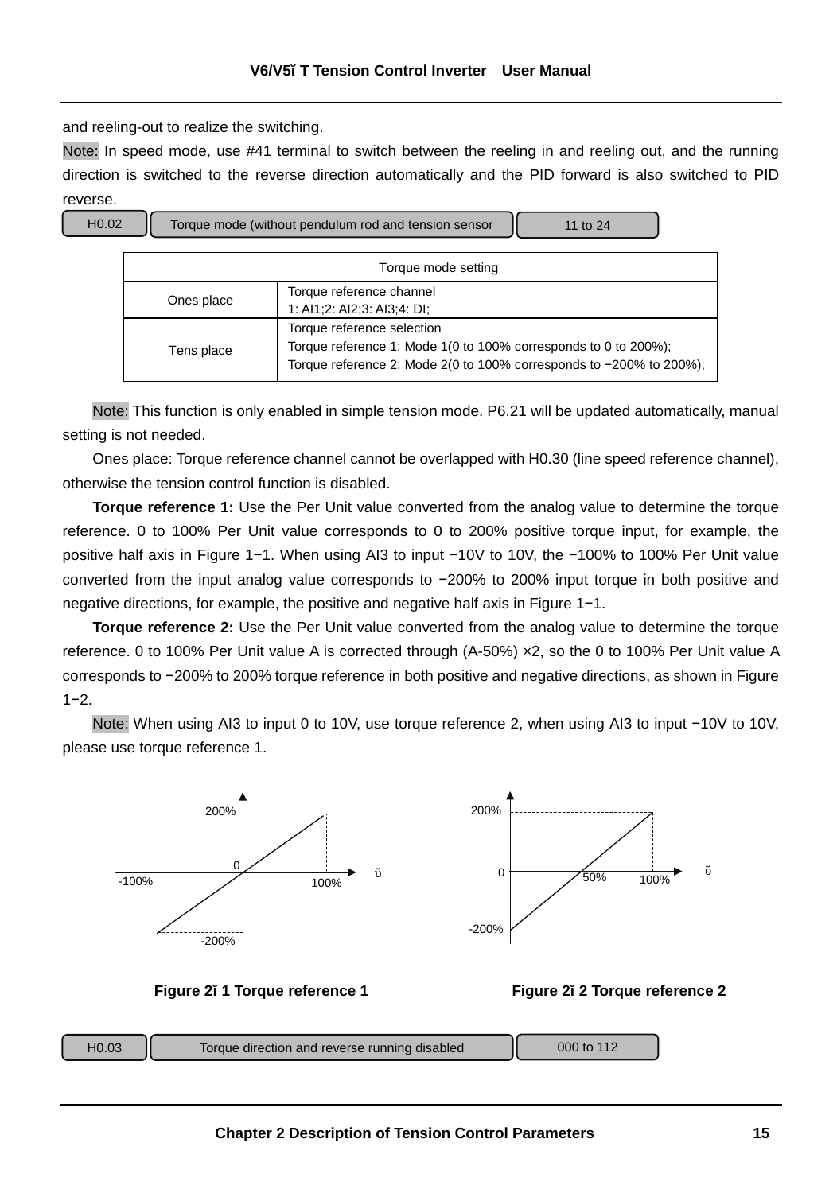and reeling-out to realize the switching.

Note: In speed mode, use #41 terminal to switch between the reeling in and reeling out, and the running direction is switched to the reverse direction automatically and the PID forward is also switched to PID reverse.

| H0.02 | Torque mode (without pendulum rod and tension sensor | 11 to 24 |
|---|---|---|

| Torque mode setting | |
|---|---|
| Ones place | Torque reference channel<br>1: AI1;2: AI2;3: AI3;4: DI; |
| Tens place | Torque reference selection<br>Torque reference 1: Mode 1(0 to 100% corresponds to 0 to 200%);<br>Torque reference 2: Mode 2(0 to 100% corresponds to −200% to 200%); |

Note: This function is only enabled in simple tension mode. P6.21 will be updated automatically, manual setting is not needed.

Ones place: Torque reference channel cannot be overlapped with H0.30 (line speed reference channel), otherwise the tension control function is disabled.

**Torque reference 1:** Use the Per Unit value converted from the analog value to determine the torque reference. 0 to 100% Per Unit value corresponds to 0 to 200% positive torque input, for example, the positive half axis in Figure 1−1. When using AI3 to input −10V to 10V, the −100% to 100% Per Unit value converted from the input analog value corresponds to −200% to 200% input torque in both positive and negative directions, for example, the positive and negative half axis in Figure 1−1.

**Torque reference 2:** Use the Per Unit value converted from the analog value to determine the torque reference. 0 to 100% Per Unit value A is corrected through (A-50%) ×2, so the 0 to 100% Per Unit value A corresponds to −200% to 200% torque reference in both positive and negative directions, as shown in Figure 1−2.

Note: When using AI3 to input 0 to 10V, use torque reference 2, when using AI3 to input −10V to 10V, please use torque reference 1.

**Figure 2−1 Torque reference 1**

**Figure 2−2 Torque reference 2**

| H0.03 | Torque direction and reverse running disabled | 000 to 112 |
|---|---|---|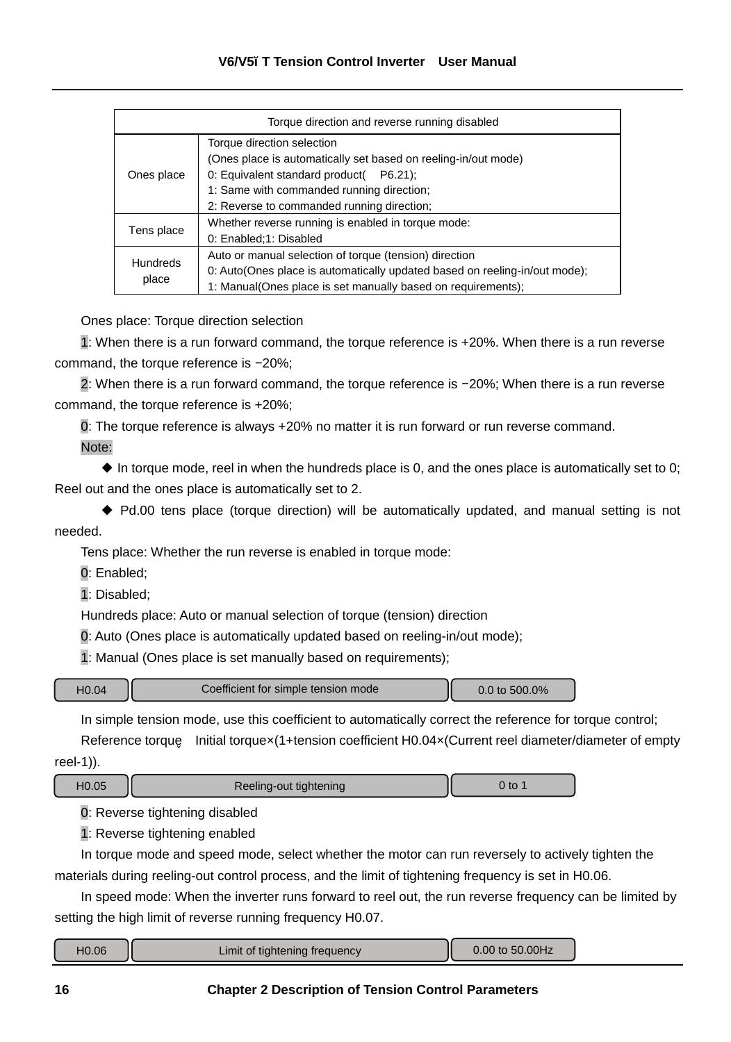| Torque direction and reverse running disabled | |
|---|---|
| Ones place | Torque direction selection<br>(Ones place is automatically set based on reeling-in/out mode)<br>0: Equivalent standard product(    P6.21);<br>1: Same with commanded running direction;<br>2: Reverse to commanded running direction; |
| Tens place | Whether reverse running is enabled in torque mode:<br>0: Enabled;1: Disabled |
| Hundreds place | Auto or manual selection of torque (tension) direction<br>0: Auto(Ones place is automatically updated based on reeling-in/out mode);<br>1: Manual(Ones place is set manually based on requirements); |

Ones place: Torque direction selection

1: When there is a run forward command, the torque reference is +20%. When there is a run reverse command, the torque reference is −20%;

2: When there is a run forward command, the torque reference is −20%; When there is a run reverse command, the torque reference is +20%;

0: The torque reference is always +20% no matter it is run forward or run reverse command.

Note:

◆ In torque mode, reel in when the hundreds place is 0, and the ones place is automatically set to 0; Reel out and the ones place is automatically set to 2.

◆ Pd.00 tens place (torque direction) will be automatically updated, and manual setting is not needed.

Tens place: Whether the run reverse is enabled in torque mode:

0: Enabled;

1: Disabled;

Hundreds place: Auto or manual selection of torque (tension) direction

0: Auto (Ones place is automatically updated based on reeling-in/out mode);

1: Manual (Ones place is set manually based on requirements);

| H0.04 | Coefficient for simple tension mode | 0.0 to 500.0% |
|---|---|---|

In simple tension mode, use this coefficient to automatically correct the reference for torque control;

Reference torque    Initial torque×(1+tension coefficient H0.04×(Current reel diameter/diameter of empty reel-1)).

| H0.05 | Reeling-out tightening | 0 to 1 |
|---|---|---|

0: Reverse tightening disabled

1: Reverse tightening enabled

In torque mode and speed mode, select whether the motor can run reversely to actively tighten the materials during reeling-out control process, and the limit of tightening frequency is set in H0.06.

In speed mode: When the inverter runs forward to reel out, the run reverse frequency can be limited by setting the high limit of reverse running frequency H0.07.

| H0.06 | Limit of tightening frequency | 0.00 to 50.00Hz |
|---|---|---|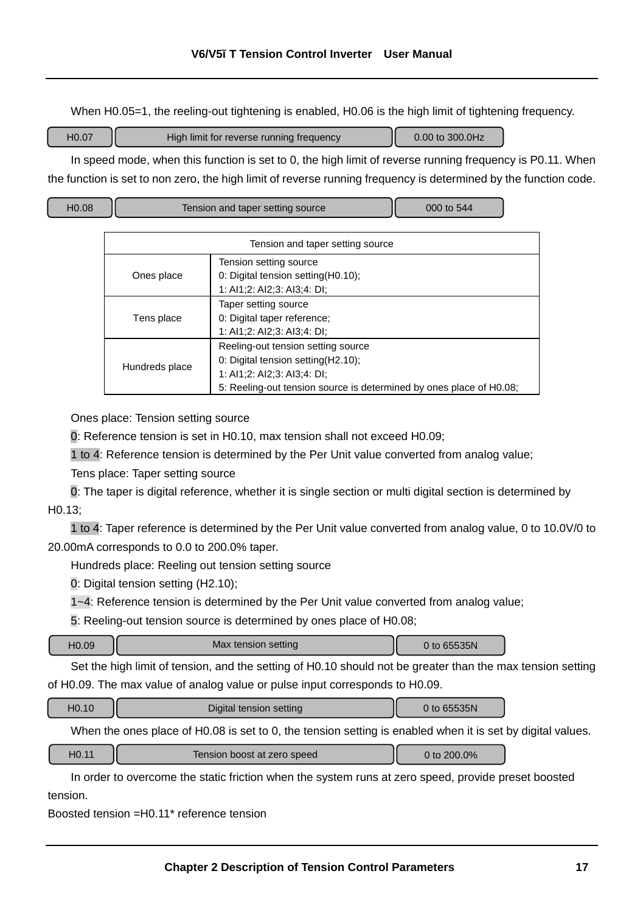When H0.05=1, the reeling-out tightening is enabled, H0.06 is the high limit of tightening frequency.

| H0.07 | High limit for reverse running frequency | 0.00 to 300.0Hz |
|---|---|---|

In speed mode, when this function is set to 0, the high limit of reverse running frequency is P0.11. When the function is set to non zero, the high limit of reverse running frequency is determined by the function code.

| H0.08 | Tension and taper setting source | 000 to 544 |
|---|---|---|

| Tension and taper setting source | |
|---|---|
| Ones place | Tension setting source<br>0: Digital tension setting(H0.10);<br>1: AI1;2: AI2;3: AI3;4: DI; |
| Tens place | Taper setting source<br>0: Digital taper reference;<br>1: AI1;2: AI2;3: AI3;4: DI; |
| Hundreds place | Reeling-out tension setting source<br>0: Digital tension setting(H2.10);<br>1: AI1;2: AI2;3: AI3;4: DI;<br>5: Reeling-out tension source is determined by ones place of H0.08; |

Ones place: Tension setting source

0: Reference tension is set in H0.10, max tension shall not exceed H0.09;

1 to 4: Reference tension is determined by the Per Unit value converted from analog value;

Tens place: Taper setting source

0: The taper is digital reference, whether it is single section or multi digital section is determined by H0.13;

1 to 4: Taper reference is determined by the Per Unit value converted from analog value, 0 to 10.0V/0 to 20.00mA corresponds to 0.0 to 200.0% taper.

Hundreds place: Reeling out tension setting source

0: Digital tension setting (H2.10);

1~4: Reference tension is determined by the Per Unit value converted from analog value;

5: Reeling-out tension source is determined by ones place of H0.08;

| H0.09 | Max tension setting | 0 to 65535N |
|---|---|---|

Set the high limit of tension, and the setting of H0.10 should not be greater than the max tension setting of H0.09. The max value of analog value or pulse input corresponds to H0.09.

| H0.10 | Digital tension setting | 0 to 65535N |
|---|---|---|

When the ones place of H0.08 is set to 0, the tension setting is enabled when it is set by digital values.

| H0.11 | Tension boost at zero speed | 0 to 200.0% |
|---|---|---|

In order to overcome the static friction when the system runs at zero speed, provide preset boosted tension.

Boosted tension =H0.11* reference tension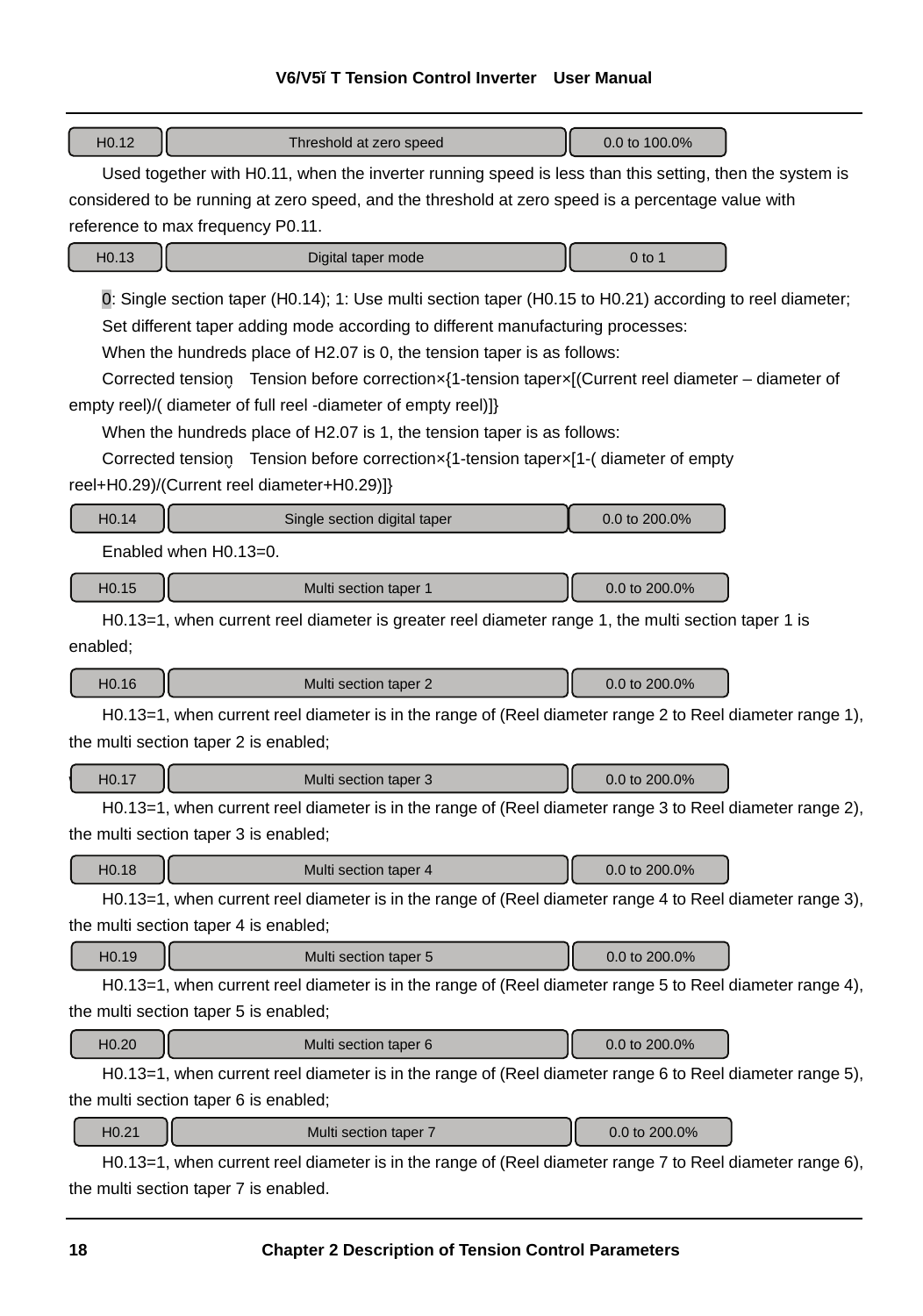| H0.12 | Threshold at zero speed | 0.0 to 100.0% |
|---|---|---|

Used together with H0.11, when the inverter running speed is less than this setting, then the system is considered to be running at zero speed, and the threshold at zero speed is a percentage value with reference to max frequency P0.11.

| H0.13 | Digital taper mode | 0 to 1 |
|---|---|---|

0: Single section taper (H0.14); 1: Use multi section taper (H0.15 to H0.21) according to reel diameter;

Set different taper adding mode according to different manufacturing processes:

When the hundreds place of H2.07 is 0, the tension taper is as follows:

Corrected tension＝Tension before correction×{1-tension taper×[(Current reel diameter – diameter of empty reel)/( diameter of full reel -diameter of empty reel)]}

When the hundreds place of H2.07 is 1, the tension taper is as follows:

Corrected tension＝Tension before correction×{1-tension taper×[1-( diameter of empty reel+H0.29)/(Current reel diameter+H0.29)]}

| H0.14 | Single section digital taper | 0.0 to 200.0% |
|---|---|---|

Enabled when H0.13=0.

| H0.15 | Multi section taper 1 | 0.0 to 200.0% |
|---|---|---|

H0.13=1, when current reel diameter is greater reel diameter range 1, the multi section taper 1 is enabled;

| H0.16 | Multi section taper 2 | 0.0 to 200.0% |
|---|---|---|

H0.13=1, when current reel diameter is in the range of (Reel diameter range 2 to Reel diameter range 1), the multi section taper 2 is enabled;

| H0.17 | Multi section taper 3 | 0.0 to 200.0% |
|---|---|---|

H0.13=1, when current reel diameter is in the range of (Reel diameter range 3 to Reel diameter range 2), the multi section taper 3 is enabled;

| H0.18 | Multi section taper 4 | 0.0 to 200.0% |
|---|---|---|

H0.13=1, when current reel diameter is in the range of (Reel diameter range 4 to Reel diameter range 3), the multi section taper 4 is enabled;

| H0.19 | Multi section taper 5 | 0.0 to 200.0% |
|---|---|---|

H0.13=1, when current reel diameter is in the range of (Reel diameter range 5 to Reel diameter range 4), the multi section taper 5 is enabled;

| H0.20 | Multi section taper 6 | 0.0 to 200.0% |
|---|---|---|

H0.13=1, when current reel diameter is in the range of (Reel diameter range 6 to Reel diameter range 5), the multi section taper 6 is enabled;

| H0.21 | Multi section taper 7 | 0.0 to 200.0% |
|---|---|---|

H0.13=1, when current reel diameter is in the range of (Reel diameter range 7 to Reel diameter range 6), the multi section taper 7 is enabled.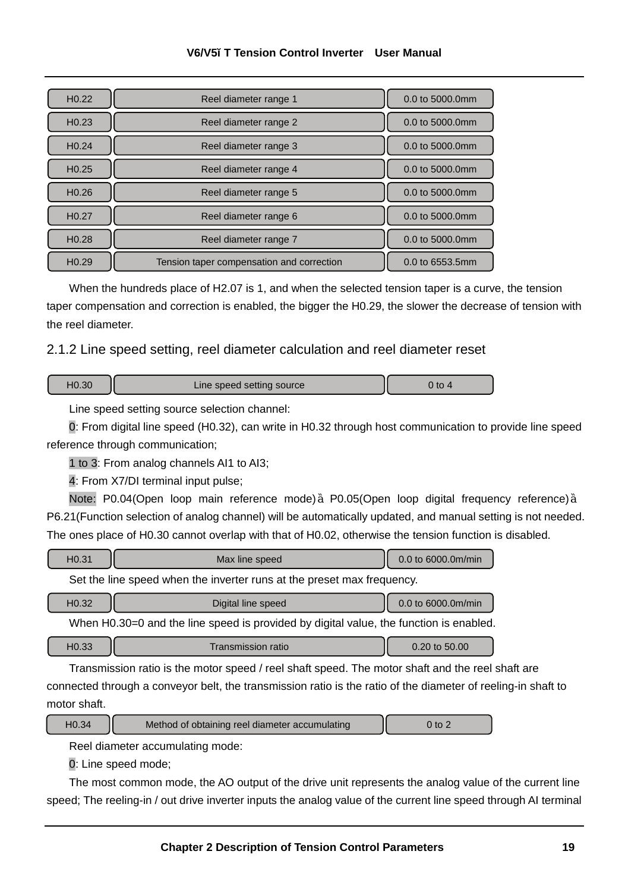| H0.22 | Reel diameter range 1 | 0.0 to 5000.0mm |
|---|---|---|
| H0.23 | Reel diameter range 2 | 0.0 to 5000.0mm |
| H0.24 | Reel diameter range 3 | 0.0 to 5000.0mm |
| H0.25 | Reel diameter range 4 | 0.0 to 5000.0mm |
| H0.26 | Reel diameter range 5 | 0.0 to 5000.0mm |
| H0.27 | Reel diameter range 6 | 0.0 to 5000.0mm |
| H0.28 | Reel diameter range 7 | 0.0 to 5000.0mm |
| H0.29 | Tension taper compensation and correction | 0.0 to 6553.5mm |

When the hundreds place of H2.07 is 1, and when the selected tension taper is a curve, the tension taper compensation and correction is enabled, the bigger the H0.29, the slower the decrease of tension with the reel diameter.

### 2.1.2 Line speed setting, reel diameter calculation and reel diameter reset

| H0.30 | Line speed setting source | 0 to 4 |
|---|---|---|

Line speed setting source selection channel:

0: From digital line speed (H0.32), can write in H0.32 through host communication to provide line speed reference through communication;

1 to 3: From analog channels AI1 to AI3;

4: From X7/DI terminal input pulse;

Note: P0.04(Open loop main reference mode)à P0.05(Open loop digital frequency reference)à P6.21(Function selection of analog channel) will be automatically updated, and manual setting is not needed. The ones place of H0.30 cannot overlap with that of H0.02, otherwise the tension function is disabled.

| H0.31 | Max line speed | 0.0 to 6000.0m/min |
|---|---|---|

Set the line speed when the inverter runs at the preset max frequency.

| H0.32 | Digital line speed | 0.0 to 6000.0m/min |
|---|---|---|

When H0.30=0 and the line speed is provided by digital value, the function is enabled.

| H0.33 | Transmission ratio | 0.20 to 50.00 |
|---|---|---|

Transmission ratio is the motor speed / reel shaft speed. The motor shaft and the reel shaft are connected through a conveyor belt, the transmission ratio is the ratio of the diameter of reeling-in shaft to motor shaft.

| H0.34 | Method of obtaining reel diameter accumulating | 0 to 2 |
|---|---|---|

Reel diameter accumulating mode:

0: Line speed mode;

The most common mode, the AO output of the drive unit represents the analog value of the current line speed; The reeling-in / out drive inverter inputs the analog value of the current line speed through AI terminal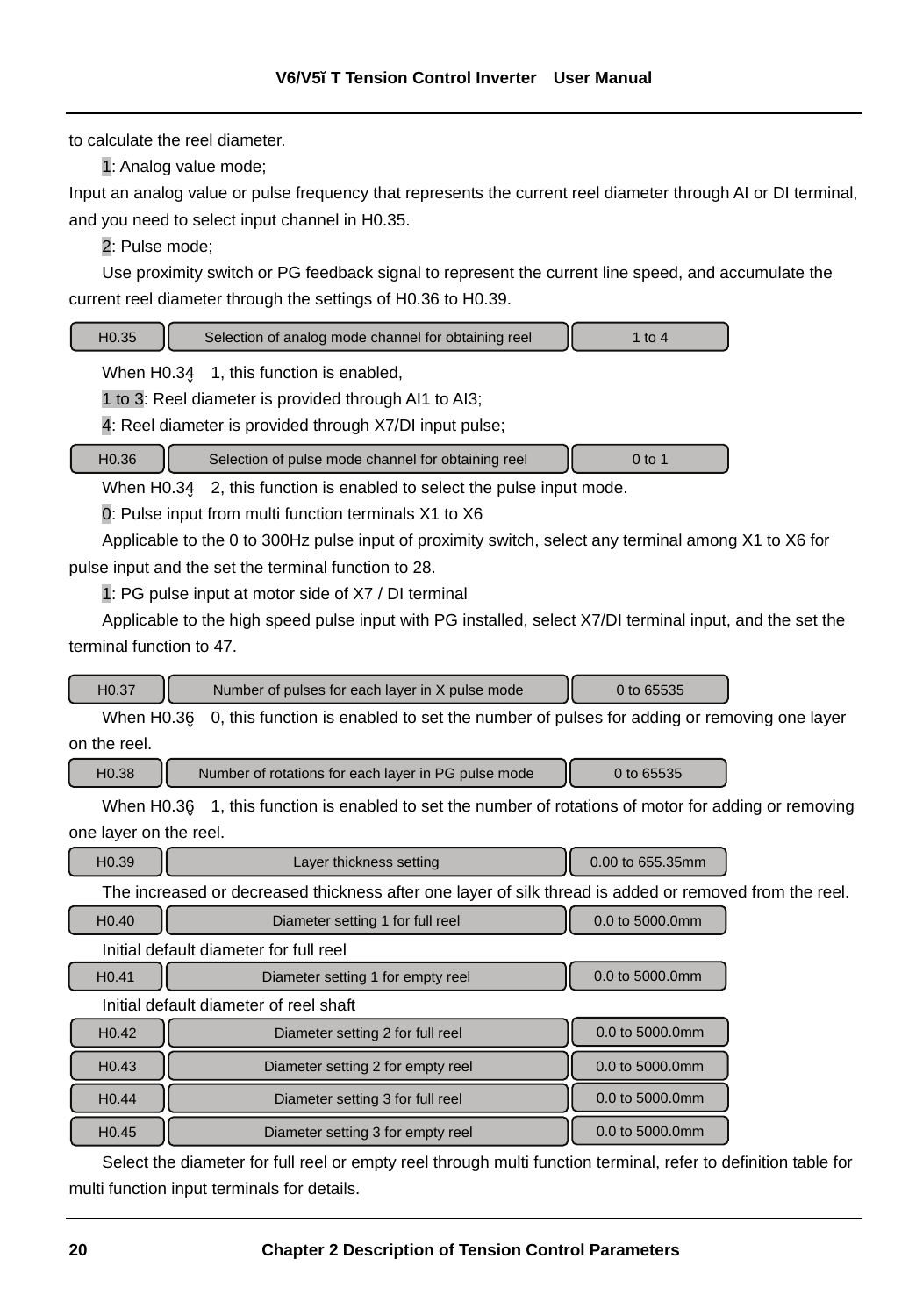to calculate the reel diameter.

1: Analog value mode;

Input an analog value or pulse frequency that represents the current reel diameter through AI or DI terminal, and you need to select input channel in H0.35.

2: Pulse mode;

Use proximity switch or PG feedback signal to represent the current line speed, and accumulate the current reel diameter through the settings of H0.36 to H0.39.

| H0.35 | Selection of analog mode channel for obtaining reel | 1 to 4 |
|---|---|---|

When H0.34＝1, this function is enabled,

1 to 3: Reel diameter is provided through AI1 to AI3;

4: Reel diameter is provided through X7/DI input pulse;

| H0.36 | Selection of pulse mode channel for obtaining reel | 0 to 1 |
|---|---|---|

When H0.34＝2, this function is enabled to select the pulse input mode.

0: Pulse input from multi function terminals X1 to X6

Applicable to the 0 to 300Hz pulse input of proximity switch, select any terminal among X1 to X6 for pulse input and the set the terminal function to 28.

1: PG pulse input at motor side of X7 / DI terminal

Applicable to the high speed pulse input with PG installed, select X7/DI terminal input, and the set the terminal function to 47.

| H0.37 | Number of pulses for each layer in X pulse mode | 0 to 65535 |
|---|---|---|

When H0.36＝0, this function is enabled to set the number of pulses for adding or removing one layer on the reel.

| H0.38 | Number of rotations for each layer in PG pulse mode | 0 to 65535 |
|---|---|---|

When H0.36＝1, this function is enabled to set the number of rotations of motor for adding or removing one layer on the reel.

| H0.39 | Layer thickness setting | 0.00 to 655.35mm |
|---|---|---|

The increased or decreased thickness after one layer of silk thread is added or removed from the reel.

| H0.40 | Diameter setting 1 for full reel | 0.0 to 5000.0mm |
|---|---|---|

Initial default diameter for full reel

| H0.41 | Diameter setting 1 for empty reel | 0.0 to 5000.0mm |
|---|---|---|

Initial default diameter of reel shaft

| H0.42 | Diameter setting 2 for full reel | 0.0 to 5000.0mm |
|---|---|---|
| H0.43 | Diameter setting 2 for empty reel | 0.0 to 5000.0mm |
| H0.44 | Diameter setting 3 for full reel | 0.0 to 5000.0mm |
| H0.45 | Diameter setting 3 for empty reel | 0.0 to 5000.0mm |

Select the diameter for full reel or empty reel through multi function terminal, refer to definition table for multi function input terminals for details.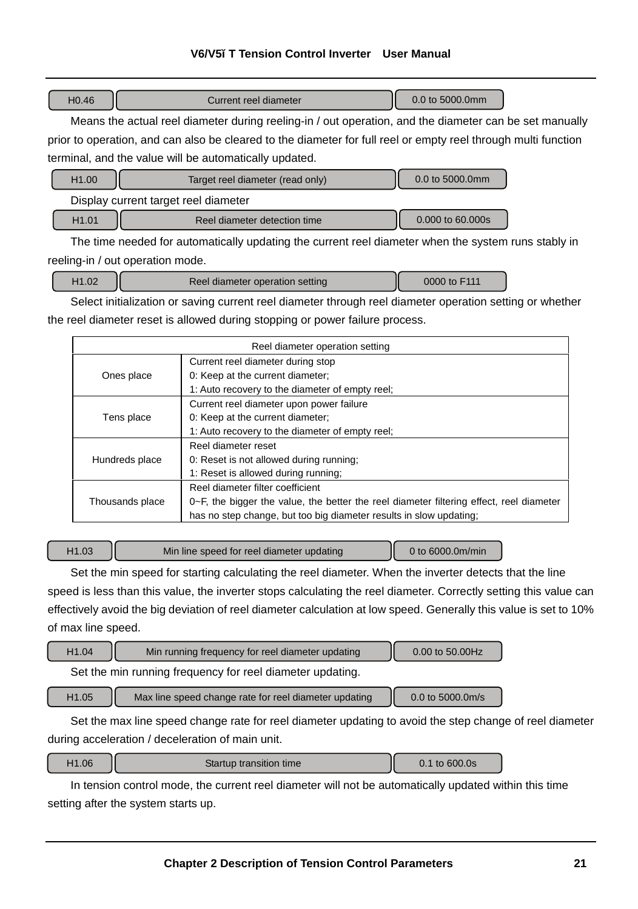| H0.46 | Current reel diameter | 0.0 to 5000.0mm |
|---|---|---|

Means the actual reel diameter during reeling-in / out operation, and the diameter can be set manually prior to operation, and can also be cleared to the diameter for full reel or empty reel through multi function terminal, and the value will be automatically updated.

| H1.00 | Target reel diameter (read only) | 0.0 to 5000.0mm |
|---|---|---|

Display current target reel diameter

| H1.01 | Reel diameter detection time | 0.000 to 60.000s |
|---|---|---|

The time needed for automatically updating the current reel diameter when the system runs stably in reeling-in / out operation mode.

| H1.02 | Reel diameter operation setting | 0000 to F111 |
|---|---|---|

Select initialization or saving current reel diameter through reel diameter operation setting or whether the reel diameter reset is allowed during stopping or power failure process.

| Reel diameter operation setting | |
|---|---|
| Ones place | Current reel diameter during stop<br>0: Keep at the current diameter;<br>1: Auto recovery to the diameter of empty reel; |
| Tens place | Current reel diameter upon power failure<br>0: Keep at the current diameter;<br>1: Auto recovery to the diameter of empty reel; |
| Hundreds place | Reel diameter reset<br>0: Reset is not allowed during running;<br>1: Reset is allowed during running; |
| Thousands place | Reel diameter filter coefficient<br>0~F, the bigger the value, the better the reel diameter filtering effect, reel diameter has no step change, but too big diameter results in slow updating; |

| H1.03 | Min line speed for reel diameter updating | 0 to 6000.0m/min |
|---|---|---|

Set the min speed for starting calculating the reel diameter. When the inverter detects that the line speed is less than this value, the inverter stops calculating the reel diameter. Correctly setting this value can effectively avoid the big deviation of reel diameter calculation at low speed. Generally this value is set to 10% of max line speed.

| H1.04 | Min running frequency for reel diameter updating | 0.00 to 50.00Hz |
|---|---|---|

Set the min running frequency for reel diameter updating.

| H1.05 | Max line speed change rate for reel diameter updating | 0.0 to 5000.0m/s |
|---|---|---|

Set the max line speed change rate for reel diameter updating to avoid the step change of reel diameter during acceleration / deceleration of main unit.

| H1.06 | Startup transition time | 0.1 to 600.0s |
|---|---|---|

In tension control mode, the current reel diameter will not be automatically updated within this time setting after the system starts up.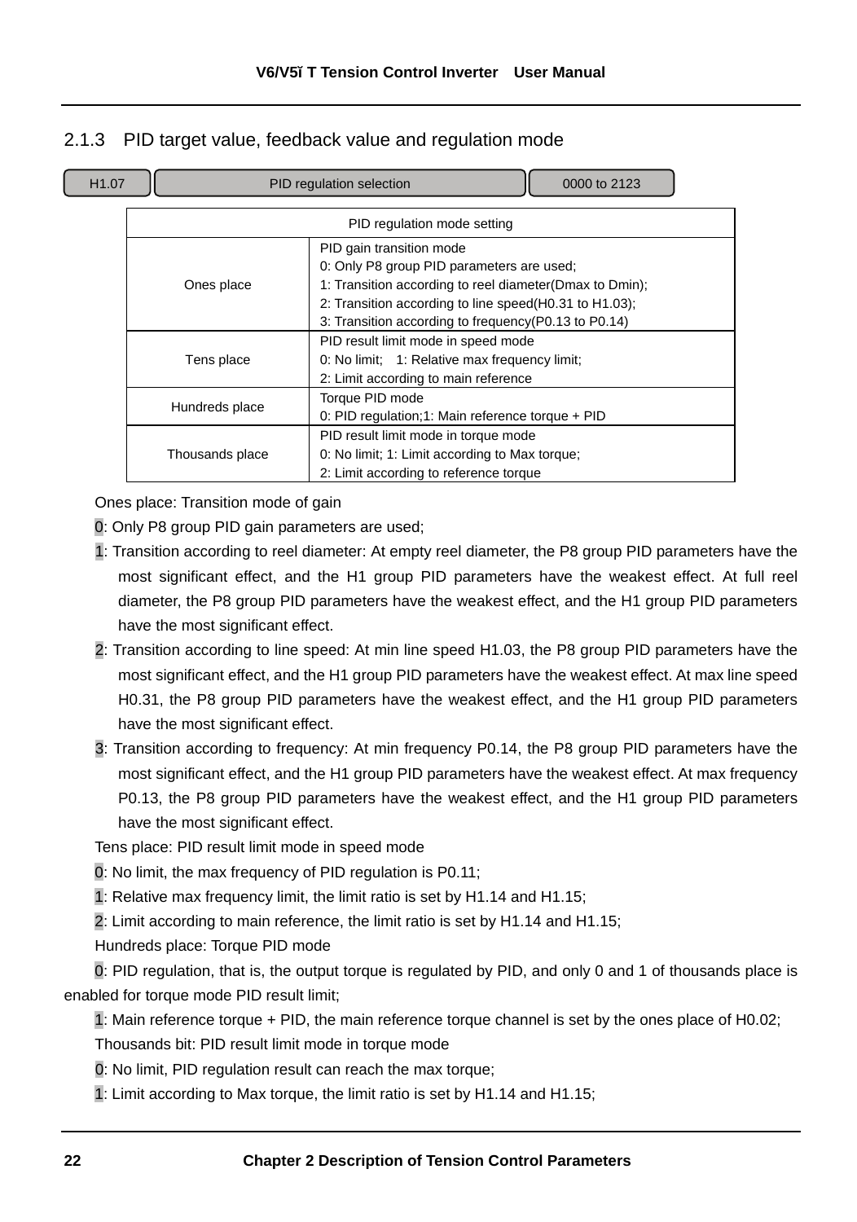### 2.1.3 PID target value, feedback value and regulation mode

| H1.07 | PID regulation selection | 0000 to 2123 |
|---|---|---|

| PID regulation mode setting | |
|---|---|
| Ones place | PID gain transition mode<br>0: Only P8 group PID parameters are used;<br>1: Transition according to reel diameter(Dmax to Dmin);<br>2: Transition according to line speed(H0.31 to H1.03);<br>3: Transition according to frequency(P0.13 to P0.14) |
| Tens place | PID result limit mode in speed mode<br>0: No limit; 1: Relative max frequency limit;<br>2: Limit according to main reference |
| Hundreds place | Torque PID mode<br>0: PID regulation;1: Main reference torque + PID |
| Thousands place | PID result limit mode in torque mode<br>0: No limit; 1: Limit according to Max torque;<br>2: Limit according to reference torque |

Ones place: Transition mode of gain

0: Only P8 group PID gain parameters are used;

1: Transition according to reel diameter: At empty reel diameter, the P8 group PID parameters have the most significant effect, and the H1 group PID parameters have the weakest effect. At full reel diameter, the P8 group PID parameters have the weakest effect, and the H1 group PID parameters have the most significant effect.

2: Transition according to line speed: At min line speed H1.03, the P8 group PID parameters have the most significant effect, and the H1 group PID parameters have the weakest effect. At max line speed H0.31, the P8 group PID parameters have the weakest effect, and the H1 group PID parameters have the most significant effect.

3: Transition according to frequency: At min frequency P0.14, the P8 group PID parameters have the most significant effect, and the H1 group PID parameters have the weakest effect. At max frequency P0.13, the P8 group PID parameters have the weakest effect, and the H1 group PID parameters have the most significant effect.

Tens place: PID result limit mode in speed mode

0: No limit, the max frequency of PID regulation is P0.11;

1: Relative max frequency limit, the limit ratio is set by H1.14 and H1.15;

2: Limit according to main reference, the limit ratio is set by H1.14 and H1.15;

Hundreds place: Torque PID mode

0: PID regulation, that is, the output torque is regulated by PID, and only 0 and 1 of thousands place is enabled for torque mode PID result limit;

1: Main reference torque + PID, the main reference torque channel is set by the ones place of H0.02;

Thousands bit: PID result limit mode in torque mode

0: No limit, PID regulation result can reach the max torque;

1: Limit according to Max torque, the limit ratio is set by H1.14 and H1.15;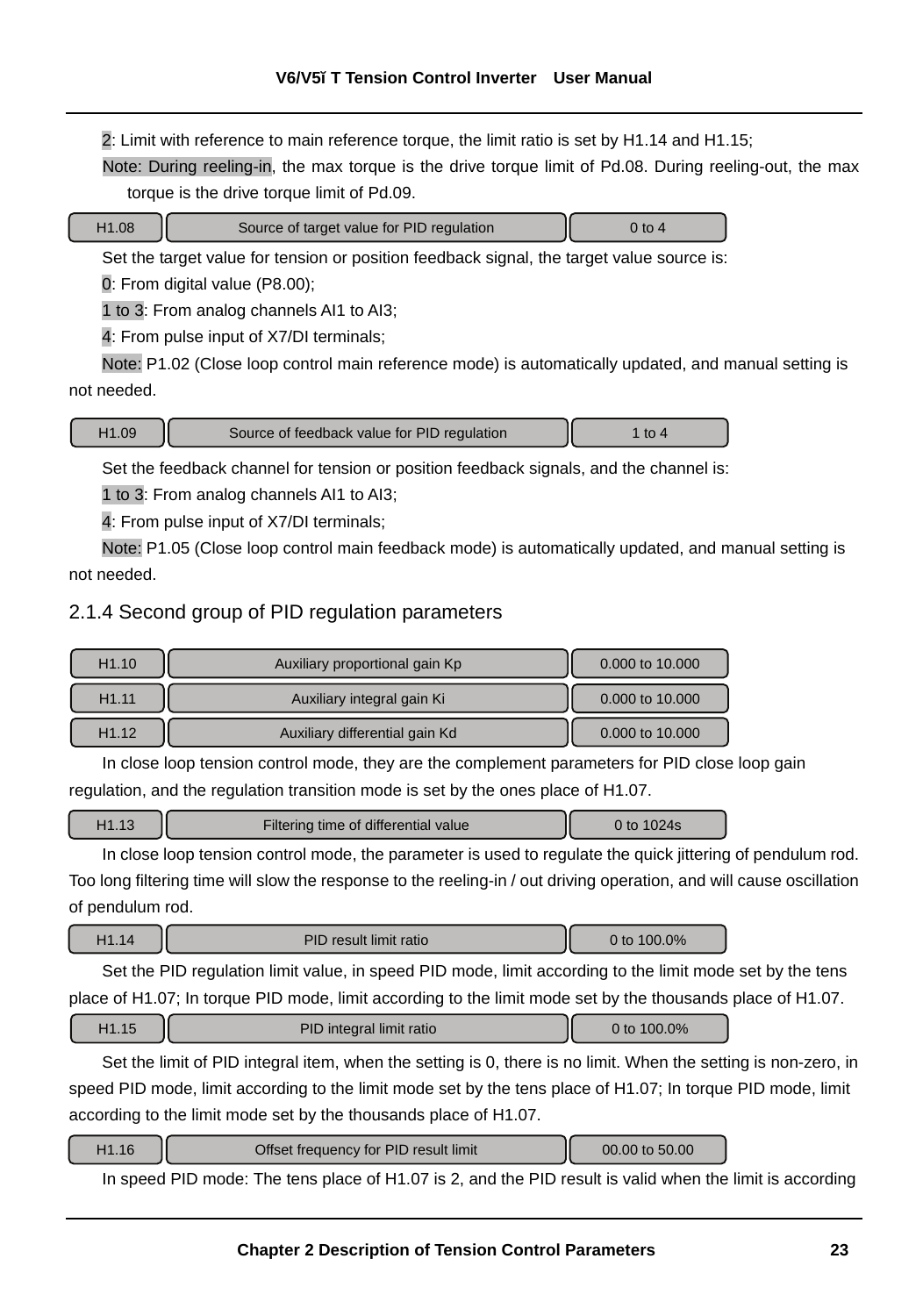2: Limit with reference to main reference torque, the limit ratio is set by H1.14 and H1.15;

Note: During reeling-in, the max torque is the drive torque limit of Pd.08. During reeling-out, the max torque is the drive torque limit of Pd.09.

| H1.08 | Source of target value for PID regulation | 0 to 4 |
|---|---|---|

Set the target value for tension or position feedback signal, the target value source is:

0: From digital value (P8.00);

1 to 3: From analog channels AI1 to AI3;

4: From pulse input of X7/DI terminals;

Note: P1.02 (Close loop control main reference mode) is automatically updated, and manual setting is not needed.

| H1.09 | Source of feedback value for PID regulation | 1 to 4 |
|---|---|---|

Set the feedback channel for tension or position feedback signals, and the channel is:

1 to 3: From analog channels AI1 to AI3;

4: From pulse input of X7/DI terminals;

Note: P1.05 (Close loop control main feedback mode) is automatically updated, and manual setting is not needed.

### 2.1.4 Second group of PID regulation parameters

| H1.10 | Auxiliary proportional gain Kp | 0.000 to 10.000 |
|---|---|---|
| H1.11 | Auxiliary integral gain Ki | 0.000 to 10.000 |
| H1.12 | Auxiliary differential gain Kd | 0.000 to 10.000 |

In close loop tension control mode, they are the complement parameters for PID close loop gain regulation, and the regulation transition mode is set by the ones place of H1.07.

| H1.13 | Filtering time of differential value | 0 to 1024s |
|---|---|---|

In close loop tension control mode, the parameter is used to regulate the quick jittering of pendulum rod. Too long filtering time will slow the response to the reeling-in / out driving operation, and will cause oscillation of pendulum rod.

| H1.14 | PID result limit ratio | 0 to 100.0% |
|---|---|---|

Set the PID regulation limit value, in speed PID mode, limit according to the limit mode set by the tens place of H1.07; In torque PID mode, limit according to the limit mode set by the thousands place of H1.07.

| H1.15 | PID integral limit ratio | 0 to 100.0% |
|---|---|---|

Set the limit of PID integral item, when the setting is 0, there is no limit. When the setting is non-zero, in speed PID mode, limit according to the limit mode set by the tens place of H1.07; In torque PID mode, limit according to the limit mode set by the thousands place of H1.07.

| H1.16 | Offset frequency for PID result limit | 00.00 to 50.00 |
|---|---|---|

In speed PID mode: The tens place of H1.07 is 2, and the PID result is valid when the limit is according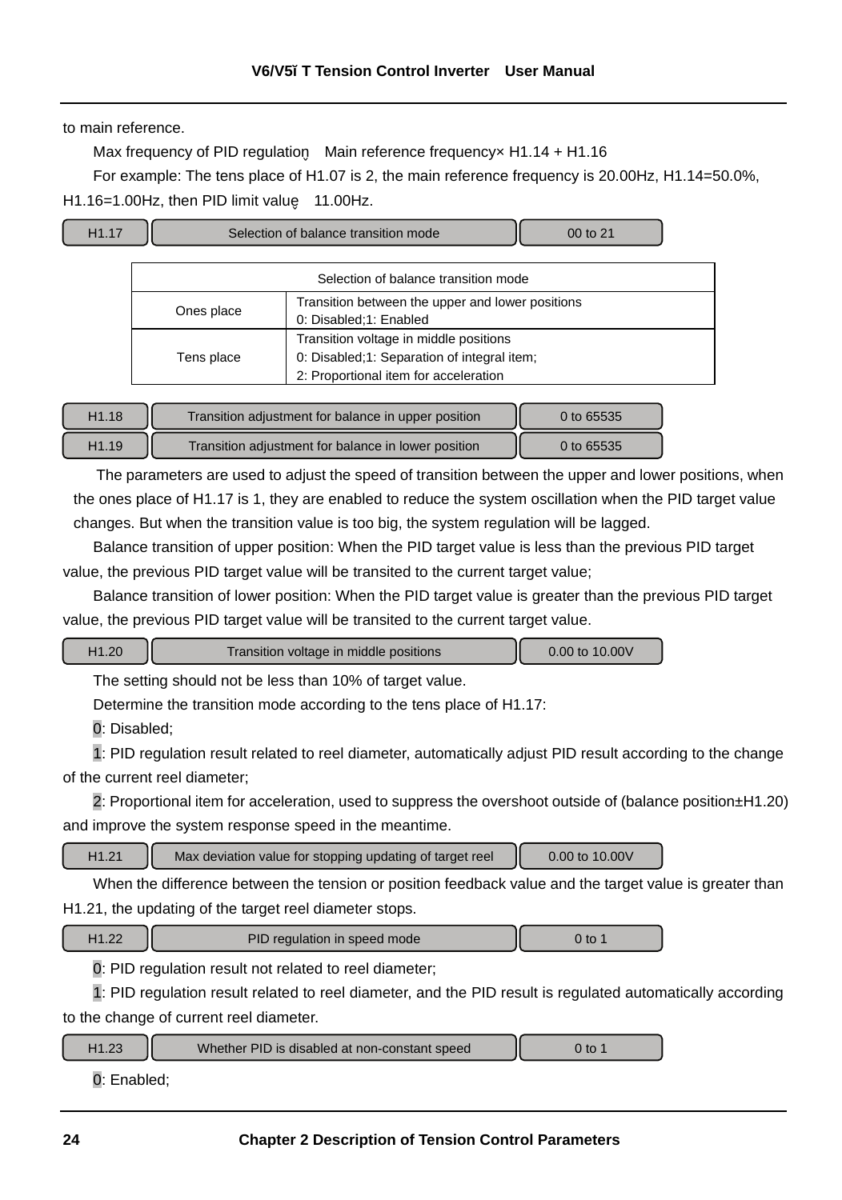to main reference.

Max frequency of PID regulation＝Main reference frequency× H1.14 + H1.16

For example: The tens place of H1.07 is 2, the main reference frequency is 20.00Hz, H1.14=50.0%, H1.16=1.00Hz, then PID limit value＝11.00Hz.

| H1.17 | Selection of balance transition mode | 00 to 21 |
|---|---|---|

| Selection of balance transition mode | |
|---|---|
| Ones place | Transition between the upper and lower positions<br>0: Disabled;1: Enabled |
| Tens place | Transition voltage in middle positions<br>0: Disabled;1: Separation of integral item;<br>2: Proportional item for acceleration |

| H1.18 | Transition adjustment for balance in upper position | 0 to 65535 |
|---|---|---|
| H1.19 | Transition adjustment for balance in lower position | 0 to 65535 |

The parameters are used to adjust the speed of transition between the upper and lower positions, when the ones place of H1.17 is 1, they are enabled to reduce the system oscillation when the PID target value changes. But when the transition value is too big, the system regulation will be lagged.

Balance transition of upper position: When the PID target value is less than the previous PID target value, the previous PID target value will be transited to the current target value;

Balance transition of lower position: When the PID target value is greater than the previous PID target value, the previous PID target value will be transited to the current target value.

| H1.20 | Transition voltage in middle positions | 0.00 to 10.00V |
|---|---|---|

The setting should not be less than 10% of target value.

Determine the transition mode according to the tens place of H1.17:

0: Disabled;

1: PID regulation result related to reel diameter, automatically adjust PID result according to the change of the current reel diameter;

2: Proportional item for acceleration, used to suppress the overshoot outside of (balance position±H1.20) and improve the system response speed in the meantime.

| H1.21 | Max deviation value for stopping updating of target reel | 0.00 to 10.00V |
|---|---|---|

When the difference between the tension or position feedback value and the target value is greater than H1.21, the updating of the target reel diameter stops.

| H1.22 | PID regulation in speed mode | 0 to 1 |
|---|---|---|

0: PID regulation result not related to reel diameter;

1: PID regulation result related to reel diameter, and the PID result is regulated automatically according to the change of current reel diameter.

| H1.23 | Whether PID is disabled at non-constant speed | 0 to 1 |
|---|---|---|

0: Enabled;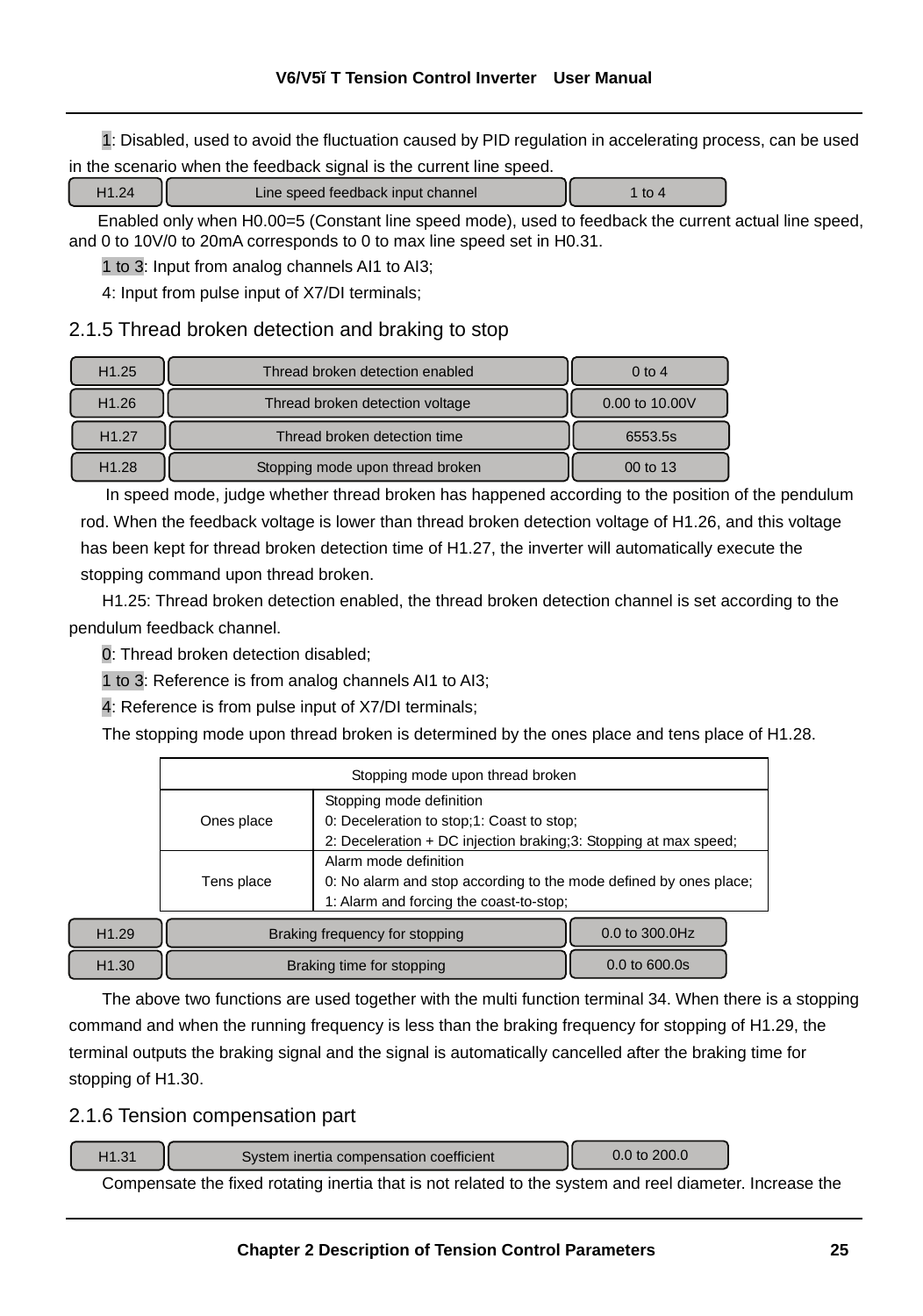1: Disabled, used to avoid the fluctuation caused by PID regulation in accelerating process, can be used in the scenario when the feedback signal is the current line speed.

| H1.24 | Line speed feedback input channel | 1 to 4 |
|---|---|---|

Enabled only when H0.00=5 (Constant line speed mode), used to feedback the current actual line speed, and 0 to 10V/0 to 20mA corresponds to 0 to max line speed set in H0.31.

1 to 3: Input from analog channels AI1 to AI3;

4: Input from pulse input of X7/DI terminals;

### 2.1.5 Thread broken detection and braking to stop

| H1.25 | Thread broken detection enabled | 0 to 4 |
|---|---|---|
| H1.26 | Thread broken detection voltage | 0.00 to 10.00V |
| H1.27 | Thread broken detection time | 6553.5s |
| H1.28 | Stopping mode upon thread broken | 00 to 13 |

In speed mode, judge whether thread broken has happened according to the position of the pendulum rod. When the feedback voltage is lower than thread broken detection voltage of H1.26, and this voltage has been kept for thread broken detection time of H1.27, the inverter will automatically execute the stopping command upon thread broken.

H1.25: Thread broken detection enabled, the thread broken detection channel is set according to the pendulum feedback channel.

0: Thread broken detection disabled;

1 to 3: Reference is from analog channels AI1 to AI3;

4: Reference is from pulse input of X7/DI terminals;

The stopping mode upon thread broken is determined by the ones place and tens place of H1.28.

| Stopping mode upon thread broken | |
|---|---|
| Ones place | Stopping mode definition<br>0: Deceleration to stop;1: Coast to stop;<br>2: Deceleration + DC injection braking;3: Stopping at max speed; |
| Tens place | Alarm mode definition<br>0: No alarm and stop according to the mode defined by ones place;<br>1: Alarm and forcing the coast-to-stop; |

| H1.29 | Braking frequency for stopping | 0.0 to 300.0Hz |
|---|---|---|
| H1.30 | Braking time for stopping | 0.0 to 600.0s |

The above two functions are used together with the multi function terminal 34. When there is a stopping command and when the running frequency is less than the braking frequency for stopping of H1.29, the terminal outputs the braking signal and the signal is automatically cancelled after the braking time for stopping of H1.30.

### 2.1.6 Tension compensation part

| H1.31 | System inertia compensation coefficient | 0.0 to 200.0 |
|---|---|---|

Compensate the fixed rotating inertia that is not related to the system and reel diameter. Increase the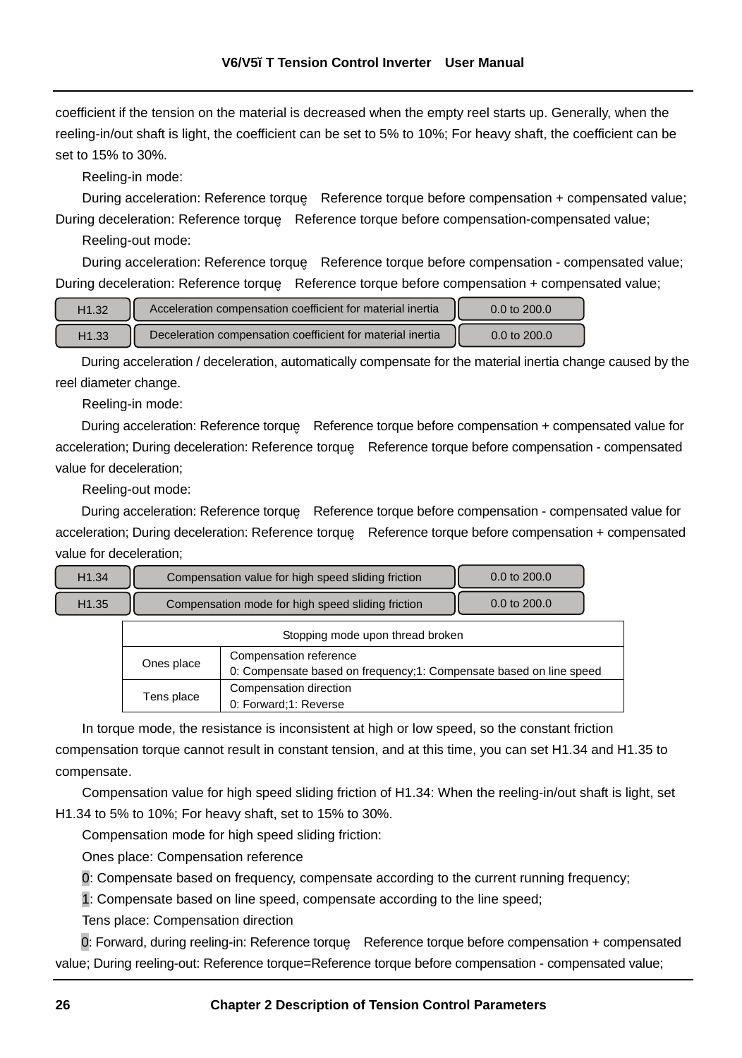coefficient if the tension on the material is decreased when the empty reel starts up. Generally, when the reeling-in/out shaft is light, the coefficient can be set to 5% to 10%; For heavy shaft, the coefficient can be set to 15% to 30%.

Reeling-in mode:

During acceleration: Reference torque= Reference torque before compensation + compensated value; During deceleration: Reference torque= Reference torque before compensation-compensated value;

Reeling-out mode:

During acceleration: Reference torque= Reference torque before compensation - compensated value; During deceleration: Reference torque= Reference torque before compensation + compensated value;

| H1.32 | Acceleration compensation coefficient for material inertia | 0.0 to 200.0 |
|---|---|---|
| H1.33 | Deceleration compensation coefficient for material inertia | 0.0 to 200.0 |

During acceleration / deceleration, automatically compensate for the material inertia change caused by the reel diameter change.

Reeling-in mode:

During acceleration: Reference torque= Reference torque before compensation + compensated value for acceleration; During deceleration: Reference torque= Reference torque before compensation - compensated value for deceleration;

Reeling-out mode:

During acceleration: Reference torque= Reference torque before compensation - compensated value for acceleration; During deceleration: Reference torque= Reference torque before compensation + compensated value for deceleration;

| H1.34 | Compensation value for high speed sliding friction | 0.0 to 200.0 |
|---|---|---|
| H1.35 | Compensation mode for high speed sliding friction | 0.0 to 200.0 |

| Stopping mode upon thread broken | |
|---|---|
| Ones place | Compensation reference<br>0: Compensate based on frequency;1: Compensate based on line speed |
| Tens place | Compensation direction<br>0: Forward;1: Reverse |

In torque mode, the resistance is inconsistent at high or low speed, so the constant friction compensation torque cannot result in constant tension, and at this time, you can set H1.34 and H1.35 to compensate.

Compensation value for high speed sliding friction of H1.34: When the reeling-in/out shaft is light, set H1.34 to 5% to 10%; For heavy shaft, set to 15% to 30%.

Compensation mode for high speed sliding friction:

Ones place: Compensation reference

0: Compensate based on frequency, compensate according to the current running frequency;

1: Compensate based on line speed, compensate according to the line speed;

Tens place: Compensation direction

0: Forward, during reeling-in: Reference torque= Reference torque before compensation + compensated value; During reeling-out: Reference torque=Reference torque before compensation - compensated value;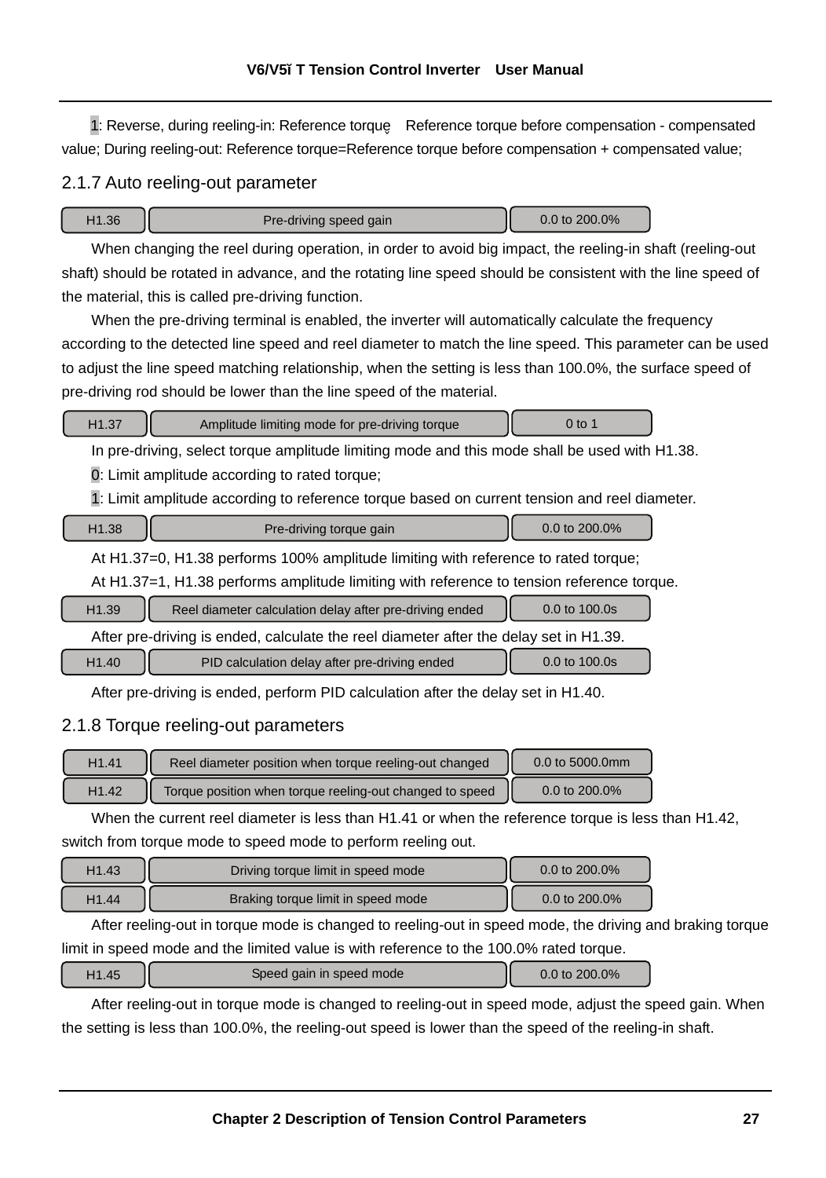1: Reverse, during reeling-in: Reference torque＝ Reference torque before compensation - compensated value; During reeling-out: Reference torque=Reference torque before compensation + compensated value;

### 2.1.7 Auto reeling-out parameter

| H1.36 | Pre-driving speed gain | 0.0 to 200.0% |
|---|---|---|

When changing the reel during operation, in order to avoid big impact, the reeling-in shaft (reeling-out shaft) should be rotated in advance, and the rotating line speed should be consistent with the line speed of the material, this is called pre-driving function.

When the pre-driving terminal is enabled, the inverter will automatically calculate the frequency according to the detected line speed and reel diameter to match the line speed. This parameter can be used to adjust the line speed matching relationship, when the setting is less than 100.0%, the surface speed of pre-driving rod should be lower than the line speed of the material.

| H1.37 | Amplitude limiting mode for pre-driving torque | 0 to 1 |
|---|---|---|

In pre-driving, select torque amplitude limiting mode and this mode shall be used with H1.38.

0: Limit amplitude according to rated torque;

1: Limit amplitude according to reference torque based on current tension and reel diameter.

| H1.38 | Pre-driving torque gain | 0.0 to 200.0% |
|---|---|---|

At H1.37=0, H1.38 performs 100% amplitude limiting with reference to rated torque;

At H1.37=1, H1.38 performs amplitude limiting with reference to tension reference torque.

| H1.39 | Reel diameter calculation delay after pre-driving ended | 0.0 to 100.0s |
|---|---|---|

After pre-driving is ended, calculate the reel diameter after the delay set in H1.39.

| H1.40 | PID calculation delay after pre-driving ended | 0.0 to 100.0s |
|---|---|---|

After pre-driving is ended, perform PID calculation after the delay set in H1.40.

### 2.1.8 Torque reeling-out parameters

| H1.41 | Reel diameter position when torque reeling-out changed | 0.0 to 5000.0mm |
|---|---|---|
| H1.42 | Torque position when torque reeling-out changed to speed | 0.0 to 200.0% |

When the current reel diameter is less than H1.41 or when the reference torque is less than H1.42, switch from torque mode to speed mode to perform reeling out.

| H1.43 | Driving torque limit in speed mode | 0.0 to 200.0% |
|---|---|---|
| H1.44 | Braking torque limit in speed mode | 0.0 to 200.0% |

After reeling-out in torque mode is changed to reeling-out in speed mode, the driving and braking torque limit in speed mode and the limited value is with reference to the 100.0% rated torque.

| H1.45 | Speed gain in speed mode | 0.0 to 200.0% |
|---|---|---|

After reeling-out in torque mode is changed to reeling-out in speed mode, adjust the speed gain. When the setting is less than 100.0%, the reeling-out speed is lower than the speed of the reeling-in shaft.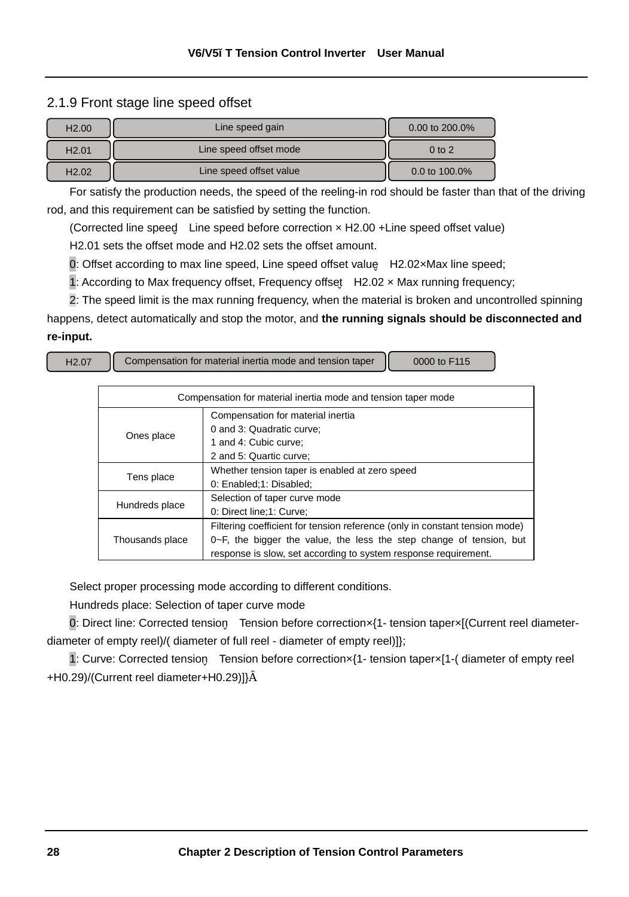## 2.1.9 Front stage line speed offset

| H2.00 | Line speed gain | 0.00 to 200.0% |
|---|---|---|
| H2.01 | Line speed offset mode | 0 to 2 |
| H2.02 | Line speed offset value | 0.0 to 100.0% |

For satisfy the production needs, the speed of the reeling-in rod should be faster than that of the driving rod, and this requirement can be satisfied by setting the function.

(Corrected line speed = Line speed before correction × H2.00 +Line speed offset value)

H2.01 sets the offset mode and H2.02 sets the offset amount.

0: Offset according to max line speed, Line speed offset value = H2.02×Max line speed;

1: According to Max frequency offset, Frequency offset = H2.02 × Max running frequency;

2: The speed limit is the max running frequency, when the material is broken and uncontrolled spinning happens, detect automatically and stop the motor, and **the running signals should be disconnected and re-input.**

| H2.07 | Compensation for material inertia mode and tension taper | 0000 to F115 |
|---|---|---|

| Compensation for material inertia mode and tension taper mode | |
|---|---|
| Ones place | Compensation for material inertia<br>0 and 3: Quadratic curve;<br>1 and 4: Cubic curve;<br>2 and 5: Quartic curve; |
| Tens place | Whether tension taper is enabled at zero speed<br>0: Enabled;1: Disabled; |
| Hundreds place | Selection of taper curve mode<br>0: Direct line;1: Curve; |
| Thousands place | Filtering coefficient for tension reference (only in constant tension mode)<br>0~F, the bigger the value, the less the step change of tension, but response is slow, set according to system response requirement. |

Select proper processing mode according to different conditions.

Hundreds place: Selection of taper curve mode

0: Direct line: Corrected tension = Tension before correction×{1- tension taper×[(Current reel diameter-diameter of empty reel)/( diameter of full reel - diameter of empty reel)]};

1: Curve: Corrected tension = Tension before correction×{1- tension taper×[1-( diameter of empty reel +H0.29)/(Current reel diameter+H0.29)]}.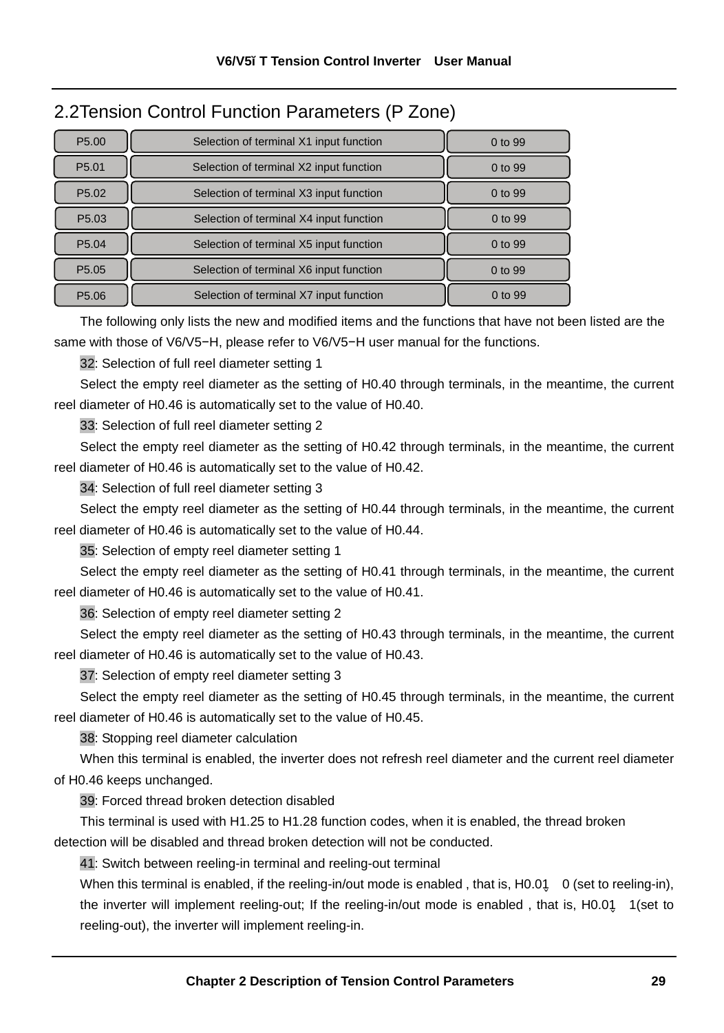## 2.2Tension Control Function Parameters (P Zone)

| P5.00 | Selection of terminal X1 input function | 0 to 99 |
|---|---|---|
| P5.01 | Selection of terminal X2 input function | 0 to 99 |
| P5.02 | Selection of terminal X3 input function | 0 to 99 |
| P5.03 | Selection of terminal X4 input function | 0 to 99 |
| P5.04 | Selection of terminal X5 input function | 0 to 99 |
| P5.05 | Selection of terminal X6 input function | 0 to 99 |
| P5.06 | Selection of terminal X7 input function | 0 to 99 |

The following only lists the new and modified items and the functions that have not been listed are the same with those of V6/V5−H, please refer to V6/V5−H user manual for the functions.

32: Selection of full reel diameter setting 1

Select the empty reel diameter as the setting of H0.40 through terminals, in the meantime, the current reel diameter of H0.46 is automatically set to the value of H0.40.

33: Selection of full reel diameter setting 2

Select the empty reel diameter as the setting of H0.42 through terminals, in the meantime, the current reel diameter of H0.46 is automatically set to the value of H0.42.

34: Selection of full reel diameter setting 3

Select the empty reel diameter as the setting of H0.44 through terminals, in the meantime, the current reel diameter of H0.46 is automatically set to the value of H0.44.

35: Selection of empty reel diameter setting 1

Select the empty reel diameter as the setting of H0.41 through terminals, in the meantime, the current reel diameter of H0.46 is automatically set to the value of H0.41.

36: Selection of empty reel diameter setting 2

Select the empty reel diameter as the setting of H0.43 through terminals, in the meantime, the current reel diameter of H0.46 is automatically set to the value of H0.43.

37: Selection of empty reel diameter setting 3

Select the empty reel diameter as the setting of H0.45 through terminals, in the meantime, the current reel diameter of H0.46 is automatically set to the value of H0.45.

38: Stopping reel diameter calculation

When this terminal is enabled, the inverter does not refresh reel diameter and the current reel diameter of H0.46 keeps unchanged.

39: Forced thread broken detection disabled

This terminal is used with H1.25 to H1.28 function codes, when it is enabled, the thread broken detection will be disabled and thread broken detection will not be conducted.

41: Switch between reeling-in terminal and reeling-out terminal

When this terminal is enabled, if the reeling-in/out mode is enabled , that is, H0.01 0 (set to reeling-in), the inverter will implement reeling-out; If the reeling-in/out mode is enabled , that is, H0.01 1(set to reeling-out), the inverter will implement reeling-in.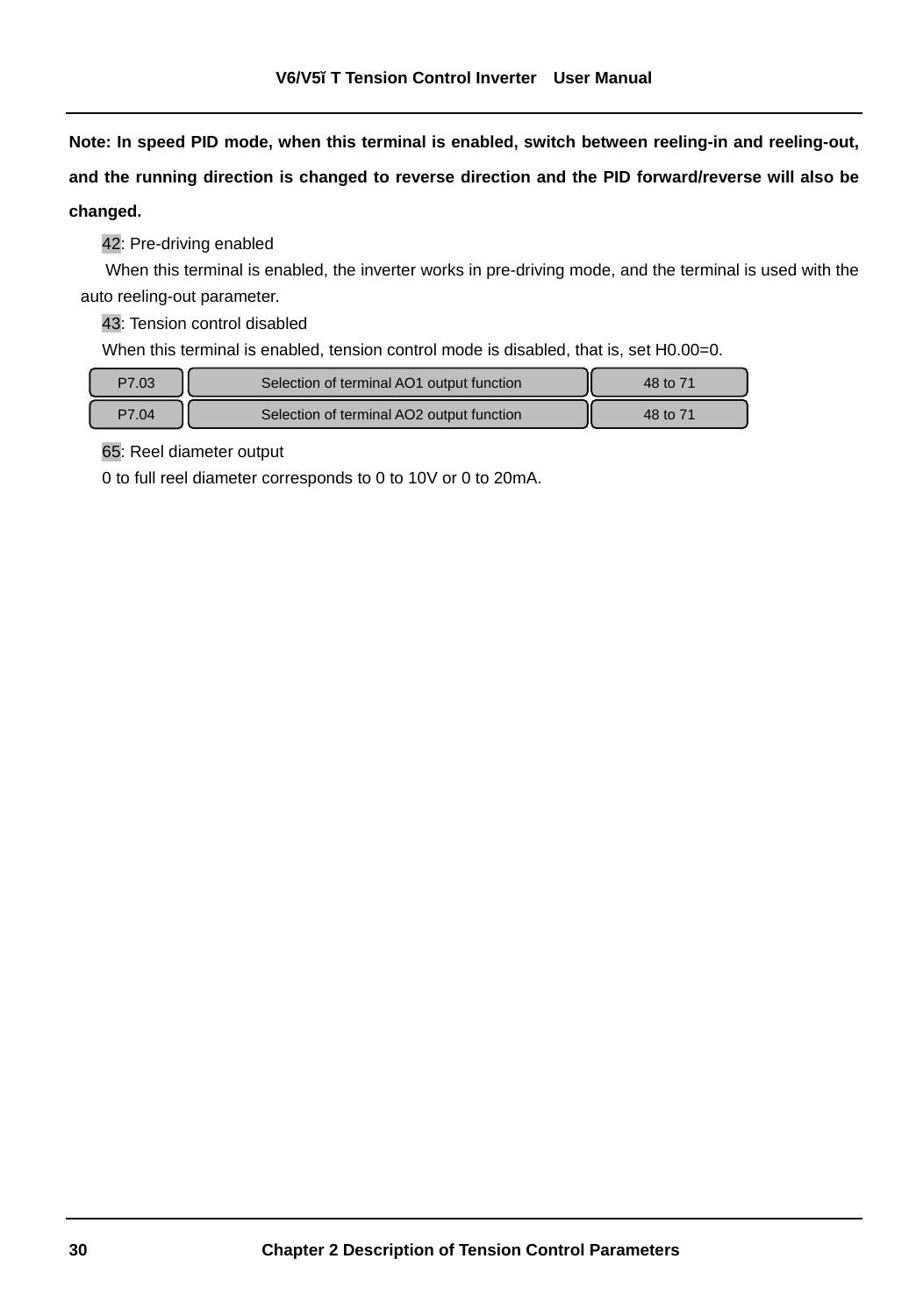**Note: In speed PID mode, when this terminal is enabled, switch between reeling-in and reeling-out, and the running direction is changed to reverse direction and the PID forward/reverse will also be changed.**

42: Pre-driving enabled

When this terminal is enabled, the inverter works in pre-driving mode, and the terminal is used with the auto reeling-out parameter.

43: Tension control disabled

When this terminal is enabled, tension control mode is disabled, that is, set H0.00=0.

| P7.03 | Selection of terminal AO1 output function | 48 to 71 |
|---|---|---|
| P7.04 | Selection of terminal AO2 output function | 48 to 71 |

65: Reel diameter output

0 to full reel diameter corresponds to 0 to 10V or 0 to 20mA.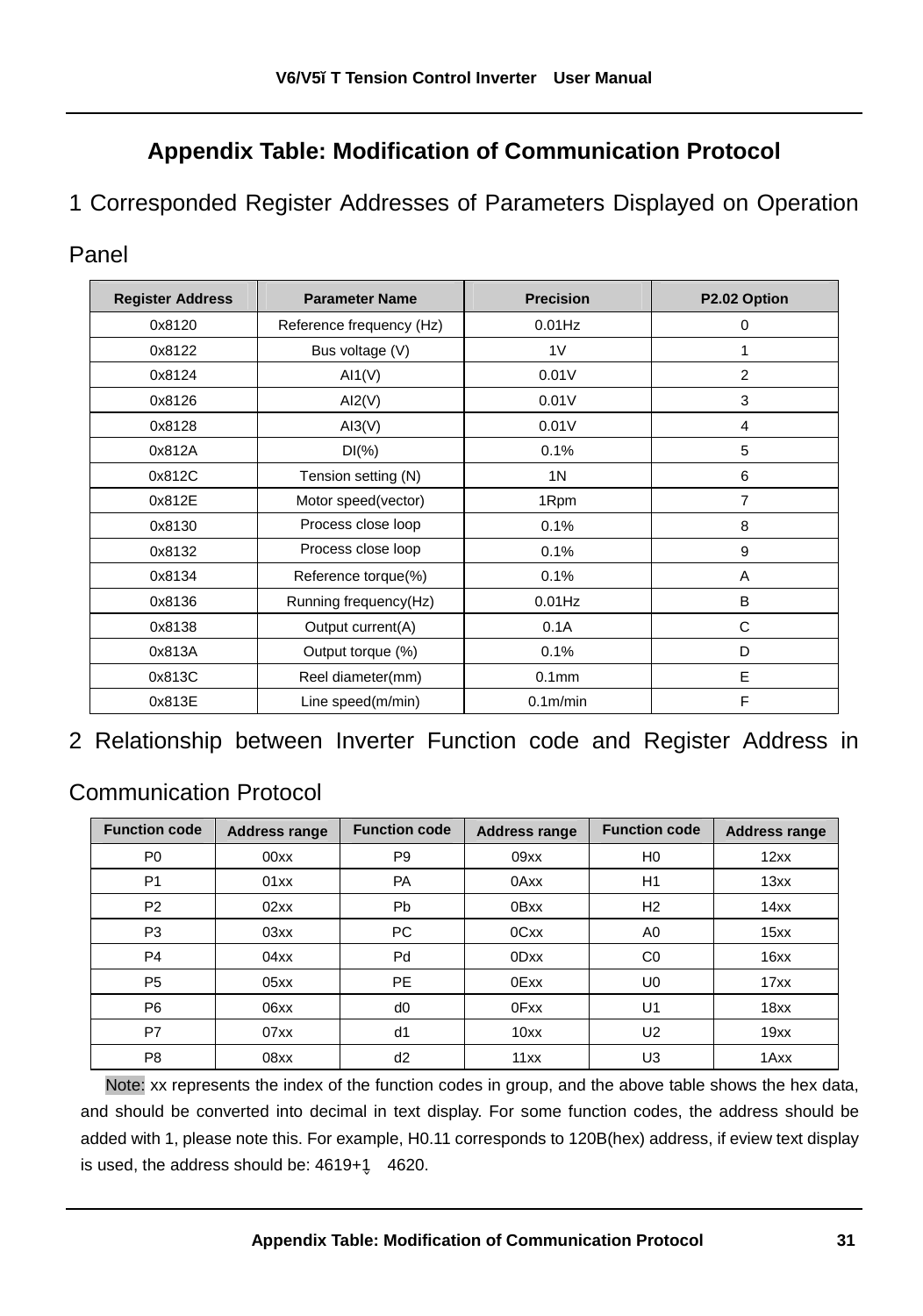## Appendix Table: Modification of Communication Protocol

1 Corresponded Register Addresses of Parameters Displayed on Operation Panel

| Register Address | Parameter Name | Precision | P2.02 Option |
|---|---|---|---|
| 0x8120 | Reference frequency (Hz) | 0.01Hz | 0 |
| 0x8122 | Bus voltage (V) | 1V | 1 |
| 0x8124 | AI1(V) | 0.01V | 2 |
| 0x8126 | AI2(V) | 0.01V | 3 |
| 0x8128 | AI3(V) | 0.01V | 4 |
| 0x812A | DI(%) | 0.1% | 5 |
| 0x812C | Tension setting (N) | 1N | 6 |
| 0x812E | Motor speed(vector) | 1Rpm | 7 |
| 0x8130 | Process close loop | 0.1% | 8 |
| 0x8132 | Process close loop | 0.1% | 9 |
| 0x8134 | Reference torque(%) | 0.1% | A |
| 0x8136 | Running frequency(Hz) | 0.01Hz | B |
| 0x8138 | Output current(A) | 0.1A | C |
| 0x813A | Output torque (%) | 0.1% | D |
| 0x813C | Reel diameter(mm) | 0.1mm | E |
| 0x813E | Line speed(m/min) | 0.1m/min | F |

2 Relationship between Inverter Function code and Register Address in Communication Protocol

| Function code | Address range | Function code | Address range | Function code | Address range |
|---|---|---|---|---|---|
| P0 | 00xx | P9 | 09xx | H0 | 12xx |
| P1 | 01xx | PA | 0Axx | H1 | 13xx |
| P2 | 02xx | Pb | 0Bxx | H2 | 14xx |
| P3 | 03xx | PC | 0Cxx | A0 | 15xx |
| P4 | 04xx | Pd | 0Dxx | C0 | 16xx |
| P5 | 05xx | PE | 0Exx | U0 | 17xx |
| P6 | 06xx | d0 | 0Fxx | U1 | 18xx |
| P7 | 07xx | d1 | 10xx | U2 | 19xx |
| P8 | 08xx | d2 | 11xx | U3 | 1Axx |

Note: xx represents the index of the function codes in group, and the above table shows the hex data, and should be converted into decimal in text display. For some function codes, the address should be added with 1, please note this. For example, H0.11 corresponds to 120B(hex) address, if eview text display is used, the address should be: 4619+1 4620.